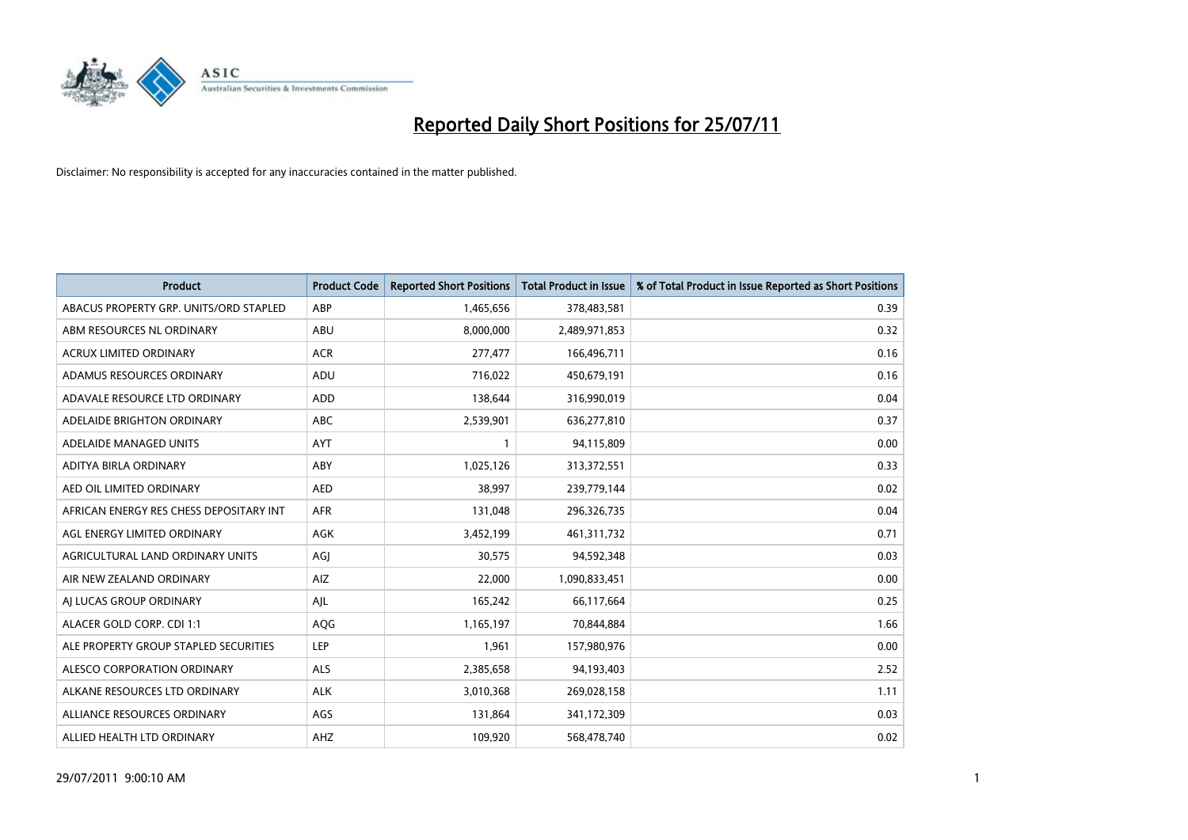# Reported Daily Short Positions for 25/07/11

Disclaimer: No responsibility is accepted for any inaccuracies contained in the matter published.

| Product | Product Code | Reported Short Positions | Total Product in Issue | % of Total Product in Issue Reported as Short Positions |
|---|---|---|---|---|
| ABACUS PROPERTY GRP. UNITS/ORD STAPLED | ABP | 1,465,656 | 378,483,581 | 0.39 |
| ABM RESOURCES NL ORDINARY | ABU | 8,000,000 | 2,489,971,853 | 0.32 |
| ACRUX LIMITED ORDINARY | ACR | 277,477 | 166,496,711 | 0.16 |
| ADAMUS RESOURCES ORDINARY | ADU | 716,022 | 450,679,191 | 0.16 |
| ADAVALE RESOURCE LTD ORDINARY | ADD | 138,644 | 316,990,019 | 0.04 |
| ADELAIDE BRIGHTON ORDINARY | ABC | 2,539,901 | 636,277,810 | 0.37 |
| ADELAIDE MANAGED UNITS | AYT | 1 | 94,115,809 | 0.00 |
| ADITYA BIRLA ORDINARY | ABY | 1,025,126 | 313,372,551 | 0.33 |
| AED OIL LIMITED ORDINARY | AED | 38,997 | 239,779,144 | 0.02 |
| AFRICAN ENERGY RES CHESS DEPOSITARY INT | AFR | 131,048 | 296,326,735 | 0.04 |
| AGL ENERGY LIMITED ORDINARY | AGK | 3,452,199 | 461,311,732 | 0.71 |
| AGRICULTURAL LAND ORDINARY UNITS | AGJ | 30,575 | 94,592,348 | 0.03 |
| AIR NEW ZEALAND ORDINARY | AIZ | 22,000 | 1,090,833,451 | 0.00 |
| AJ LUCAS GROUP ORDINARY | AJL | 165,242 | 66,117,664 | 0.25 |
| ALACER GOLD CORP. CDI 1:1 | AQG | 1,165,197 | 70,844,884 | 1.66 |
| ALE PROPERTY GROUP STAPLED SECURITIES | LEP | 1,961 | 157,980,976 | 0.00 |
| ALESCO CORPORATION ORDINARY | ALS | 2,385,658 | 94,193,403 | 2.52 |
| ALKANE RESOURCES LTD ORDINARY | ALK | 3,010,368 | 269,028,158 | 1.11 |
| ALLIANCE RESOURCES ORDINARY | AGS | 131,864 | 341,172,309 | 0.03 |
| ALLIED HEALTH LTD ORDINARY | AHZ | 109,920 | 568,478,740 | 0.02 |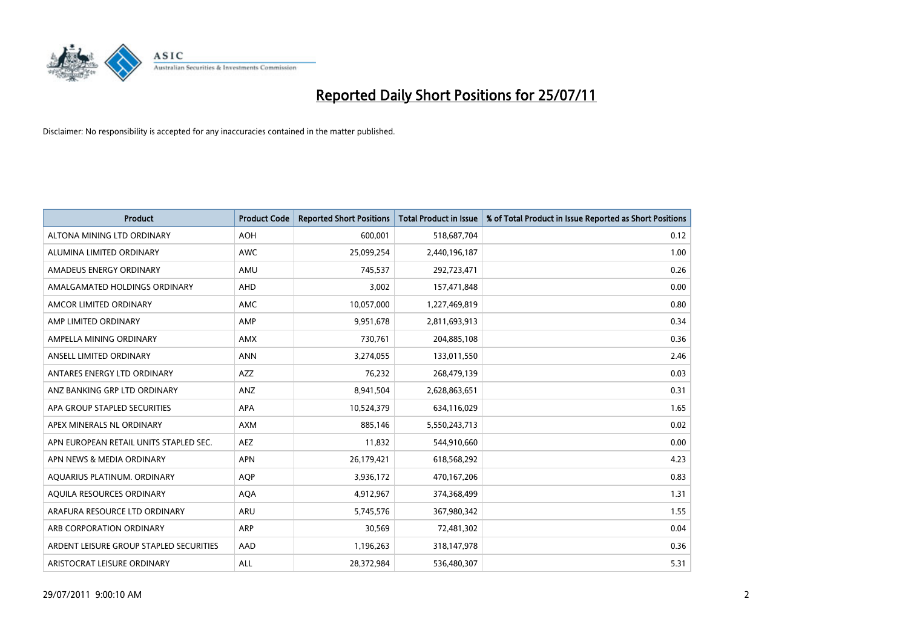# Reported Daily Short Positions for 25/07/11

Disclaimer: No responsibility is accepted for any inaccuracies contained in the matter published.

| Product | Product Code | Reported Short Positions | Total Product in Issue | % of Total Product in Issue Reported as Short Positions |
|---|---|---|---|---|
| ALTONA MINING LTD ORDINARY | AOH | 600,001 | 518,687,704 | 0.12 |
| ALUMINA LIMITED ORDINARY | AWC | 25,099,254 | 2,440,196,187 | 1.00 |
| AMADEUS ENERGY ORDINARY | AMU | 745,537 | 292,723,471 | 0.26 |
| AMALGAMATED HOLDINGS ORDINARY | AHD | 3,002 | 157,471,848 | 0.00 |
| AMCOR LIMITED ORDINARY | AMC | 10,057,000 | 1,227,469,819 | 0.80 |
| AMP LIMITED ORDINARY | AMP | 9,951,678 | 2,811,693,913 | 0.34 |
| AMPELLA MINING ORDINARY | AMX | 730,761 | 204,885,108 | 0.36 |
| ANSELL LIMITED ORDINARY | ANN | 3,274,055 | 133,011,550 | 2.46 |
| ANTARES ENERGY LTD ORDINARY | AZZ | 76,232 | 268,479,139 | 0.03 |
| ANZ BANKING GRP LTD ORDINARY | ANZ | 8,941,504 | 2,628,863,651 | 0.31 |
| APA GROUP STAPLED SECURITIES | APA | 10,524,379 | 634,116,029 | 1.65 |
| APEX MINERALS NL ORDINARY | AXM | 885,146 | 5,550,243,713 | 0.02 |
| APN EUROPEAN RETAIL UNITS STAPLED SEC. | AEZ | 11,832 | 544,910,660 | 0.00 |
| APN NEWS & MEDIA ORDINARY | APN | 26,179,421 | 618,568,292 | 4.23 |
| AQUARIUS PLATINUM. ORDINARY | AQP | 3,936,172 | 470,167,206 | 0.83 |
| AQUILA RESOURCES ORDINARY | AQA | 4,912,967 | 374,368,499 | 1.31 |
| ARAFURA RESOURCE LTD ORDINARY | ARU | 5,745,576 | 367,980,342 | 1.55 |
| ARB CORPORATION ORDINARY | ARP | 30,569 | 72,481,302 | 0.04 |
| ARDENT LEISURE GROUP STAPLED SECURITIES | AAD | 1,196,263 | 318,147,978 | 0.36 |
| ARISTOCRAT LEISURE ORDINARY | ALL | 28,372,984 | 536,480,307 | 5.31 |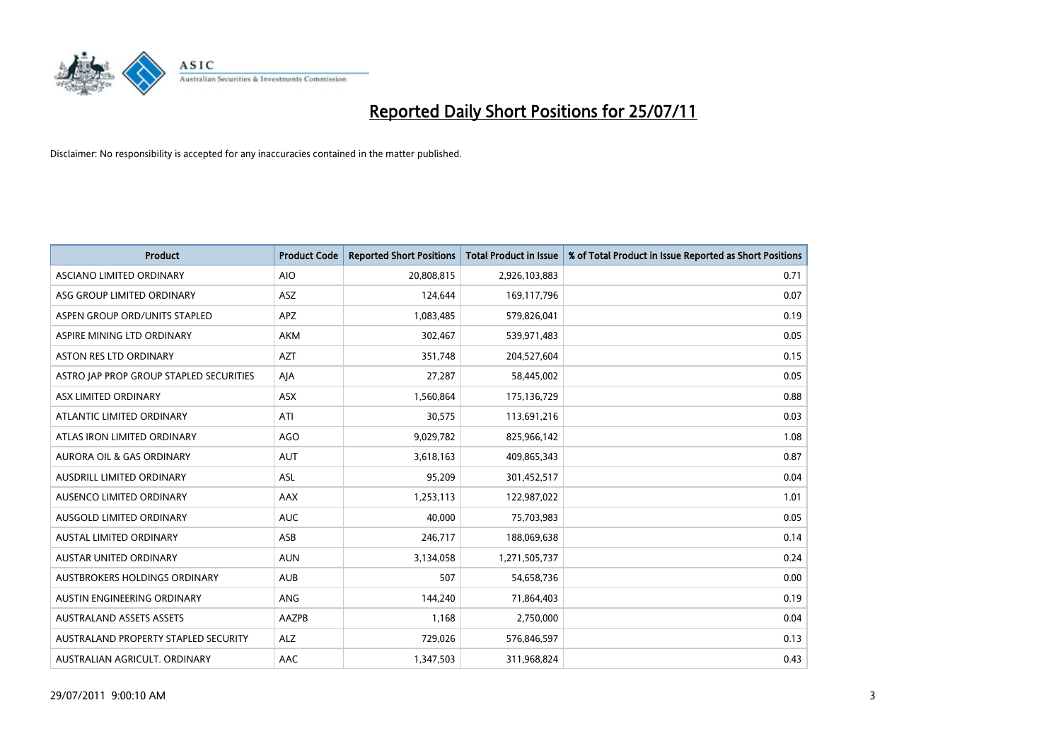# Reported Daily Short Positions for 25/07/11

Disclaimer: No responsibility is accepted for any inaccuracies contained in the matter published.

| Product | Product Code | Reported Short Positions | Total Product in Issue | % of Total Product in Issue Reported as Short Positions |
|---|---|---|---|---|
| ASCIANO LIMITED ORDINARY | AIO | 20,808,815 | 2,926,103,883 | 0.71 |
| ASG GROUP LIMITED ORDINARY | ASZ | 124,644 | 169,117,796 | 0.07 |
| ASPEN GROUP ORD/UNITS STAPLED | APZ | 1,083,485 | 579,826,041 | 0.19 |
| ASPIRE MINING LTD ORDINARY | AKM | 302,467 | 539,971,483 | 0.05 |
| ASTON RES LTD ORDINARY | AZT | 351,748 | 204,527,604 | 0.15 |
| ASTRO JAP PROP GROUP STAPLED SECURITIES | AJA | 27,287 | 58,445,002 | 0.05 |
| ASX LIMITED ORDINARY | ASX | 1,560,864 | 175,136,729 | 0.88 |
| ATLANTIC LIMITED ORDINARY | ATI | 30,575 | 113,691,216 | 0.03 |
| ATLAS IRON LIMITED ORDINARY | AGO | 9,029,782 | 825,966,142 | 1.08 |
| AURORA OIL & GAS ORDINARY | AUT | 3,618,163 | 409,865,343 | 0.87 |
| AUSDRILL LIMITED ORDINARY | ASL | 95,209 | 301,452,517 | 0.04 |
| AUSENCO LIMITED ORDINARY | AAX | 1,253,113 | 122,987,022 | 1.01 |
| AUSGOLD LIMITED ORDINARY | AUC | 40,000 | 75,703,983 | 0.05 |
| AUSTAL LIMITED ORDINARY | ASB | 246,717 | 188,069,638 | 0.14 |
| AUSTAR UNITED ORDINARY | AUN | 3,134,058 | 1,271,505,737 | 0.24 |
| AUSTBROKERS HOLDINGS ORDINARY | AUB | 507 | 54,658,736 | 0.00 |
| AUSTIN ENGINEERING ORDINARY | ANG | 144,240 | 71,864,403 | 0.19 |
| AUSTRALAND ASSETS ASSETS | AAZPB | 1,168 | 2,750,000 | 0.04 |
| AUSTRALAND PROPERTY STAPLED SECURITY | ALZ | 729,026 | 576,846,597 | 0.13 |
| AUSTRALIAN AGRICULT. ORDINARY | AAC | 1,347,503 | 311,968,824 | 0.43 |

29/07/2011 9:00:10 AM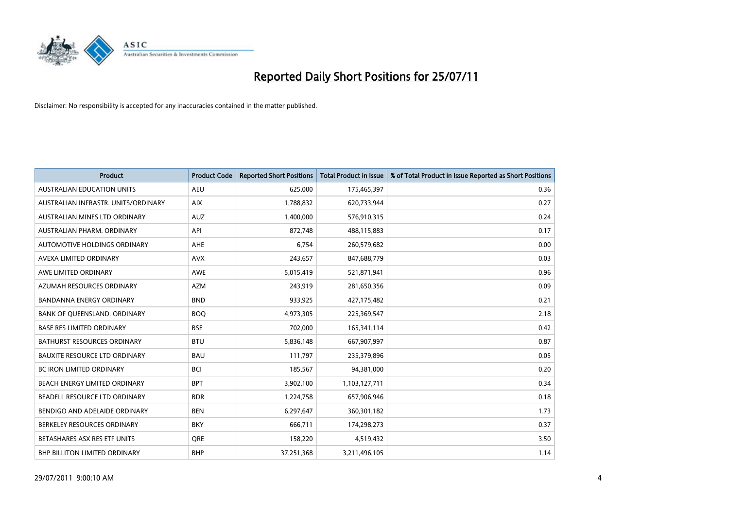# Reported Daily Short Positions for 25/07/11

Disclaimer: No responsibility is accepted for any inaccuracies contained in the matter published.

| Product | Product Code | Reported Short Positions | Total Product in Issue | % of Total Product in Issue Reported as Short Positions |
|---|---|---|---|---|
| AUSTRALIAN EDUCATION UNITS | AEU | 625,000 | 175,465,397 | 0.36 |
| AUSTRALIAN INFRASTR. UNITS/ORDINARY | AIX | 1,788,832 | 620,733,944 | 0.27 |
| AUSTRALIAN MINES LTD ORDINARY | AUZ | 1,400,000 | 576,910,315 | 0.24 |
| AUSTRALIAN PHARM. ORDINARY | API | 872,748 | 488,115,883 | 0.17 |
| AUTOMOTIVE HOLDINGS ORDINARY | AHE | 6,754 | 260,579,682 | 0.00 |
| AVEXA LIMITED ORDINARY | AVX | 243,657 | 847,688,779 | 0.03 |
| AWE LIMITED ORDINARY | AWE | 5,015,419 | 521,871,941 | 0.96 |
| AZUMAH RESOURCES ORDINARY | AZM | 243,919 | 281,650,356 | 0.09 |
| BANDANNA ENERGY ORDINARY | BND | 933,925 | 427,175,482 | 0.21 |
| BANK OF QUEENSLAND. ORDINARY | BOQ | 4,973,305 | 225,369,547 | 2.18 |
| BASE RES LIMITED ORDINARY | BSE | 702,000 | 165,341,114 | 0.42 |
| BATHURST RESOURCES ORDINARY | BTU | 5,836,148 | 667,907,997 | 0.87 |
| BAUXITE RESOURCE LTD ORDINARY | BAU | 111,797 | 235,379,896 | 0.05 |
| BC IRON LIMITED ORDINARY | BCI | 185,567 | 94,381,000 | 0.20 |
| BEACH ENERGY LIMITED ORDINARY | BPT | 3,902,100 | 1,103,127,711 | 0.34 |
| BEADELL RESOURCE LTD ORDINARY | BDR | 1,224,758 | 657,906,946 | 0.18 |
| BENDIGO AND ADELAIDE ORDINARY | BEN | 6,297,647 | 360,301,182 | 1.73 |
| BERKELEY RESOURCES ORDINARY | BKY | 666,711 | 174,298,273 | 0.37 |
| BETASHARES ASX RES ETF UNITS | QRE | 158,220 | 4,519,432 | 3.50 |
| BHP BILLITON LIMITED ORDINARY | BHP | 37,251,368 | 3,211,496,105 | 1.14 |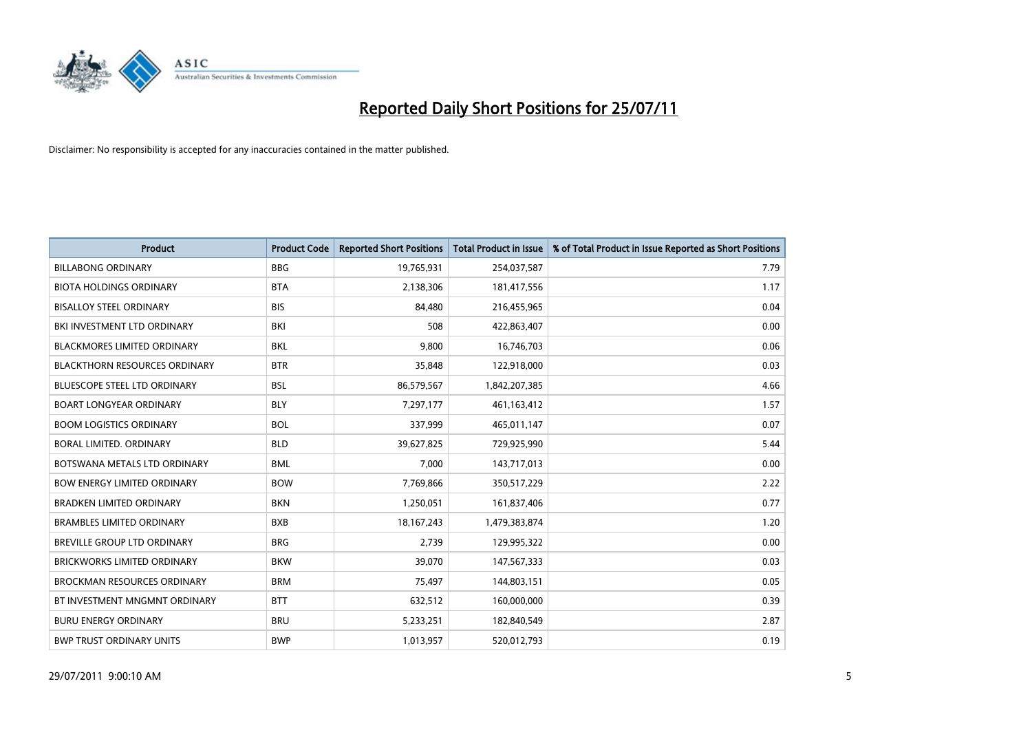# Reported Daily Short Positions for 25/07/11

Disclaimer: No responsibility is accepted for any inaccuracies contained in the matter published.

| Product | Product Code | Reported Short Positions | Total Product in Issue | % of Total Product in Issue Reported as Short Positions |
|---|---|---|---|---|
| BILLABONG ORDINARY | BBG | 19,765,931 | 254,037,587 | 7.79 |
| BIOTA HOLDINGS ORDINARY | BTA | 2,138,306 | 181,417,556 | 1.17 |
| BISALLOY STEEL ORDINARY | BIS | 84,480 | 216,455,965 | 0.04 |
| BKI INVESTMENT LTD ORDINARY | BKI | 508 | 422,863,407 | 0.00 |
| BLACKMORES LIMITED ORDINARY | BKL | 9,800 | 16,746,703 | 0.06 |
| BLACKTHORN RESOURCES ORDINARY | BTR | 35,848 | 122,918,000 | 0.03 |
| BLUESCOPE STEEL LTD ORDINARY | BSL | 86,579,567 | 1,842,207,385 | 4.66 |
| BOART LONGYEAR ORDINARY | BLY | 7,297,177 | 461,163,412 | 1.57 |
| BOOM LOGISTICS ORDINARY | BOL | 337,999 | 465,011,147 | 0.07 |
| BORAL LIMITED. ORDINARY | BLD | 39,627,825 | 729,925,990 | 5.44 |
| BOTSWANA METALS LTD ORDINARY | BML | 7,000 | 143,717,013 | 0.00 |
| BOW ENERGY LIMITED ORDINARY | BOW | 7,769,866 | 350,517,229 | 2.22 |
| BRADKEN LIMITED ORDINARY | BKN | 1,250,051 | 161,837,406 | 0.77 |
| BRAMBLES LIMITED ORDINARY | BXB | 18,167,243 | 1,479,383,874 | 1.20 |
| BREVILLE GROUP LTD ORDINARY | BRG | 2,739 | 129,995,322 | 0.00 |
| BRICKWORKS LIMITED ORDINARY | BKW | 39,070 | 147,567,333 | 0.03 |
| BROCKMAN RESOURCES ORDINARY | BRM | 75,497 | 144,803,151 | 0.05 |
| BT INVESTMENT MNGMNT ORDINARY | BTT | 632,512 | 160,000,000 | 0.39 |
| BURU ENERGY ORDINARY | BRU | 5,233,251 | 182,840,549 | 2.87 |
| BWP TRUST ORDINARY UNITS | BWP | 1,013,957 | 520,012,793 | 0.19 |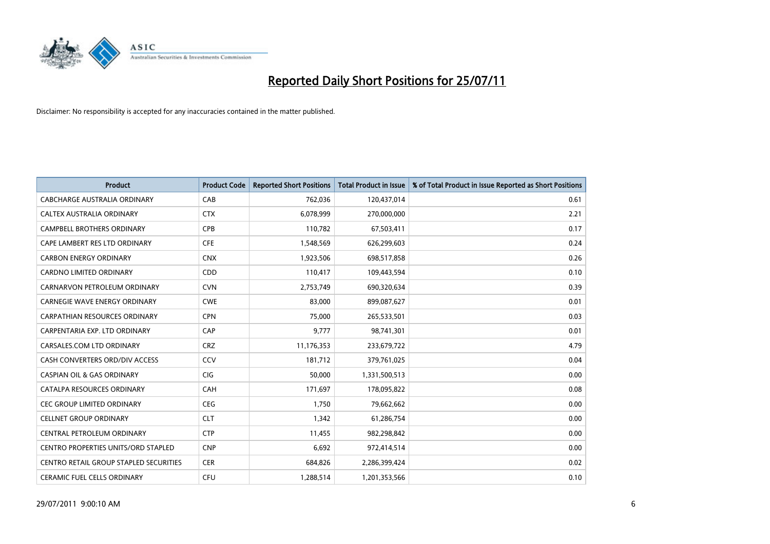# Reported Daily Short Positions for 25/07/11

Disclaimer: No responsibility is accepted for any inaccuracies contained in the matter published.

| Product | Product Code | Reported Short Positions | Total Product in Issue | % of Total Product in Issue Reported as Short Positions |
|---|---|---|---|---|
| CABCHARGE AUSTRALIA ORDINARY | CAB | 762,036 | 120,437,014 | 0.61 |
| CALTEX AUSTRALIA ORDINARY | CTX | 6,078,999 | 270,000,000 | 2.21 |
| CAMPBELL BROTHERS ORDINARY | CPB | 110,782 | 67,503,411 | 0.17 |
| CAPE LAMBERT RES LTD ORDINARY | CFE | 1,548,569 | 626,299,603 | 0.24 |
| CARBON ENERGY ORDINARY | CNX | 1,923,506 | 698,517,858 | 0.26 |
| CARDNO LIMITED ORDINARY | CDD | 110,417 | 109,443,594 | 0.10 |
| CARNARVON PETROLEUM ORDINARY | CVN | 2,753,749 | 690,320,634 | 0.39 |
| CARNEGIE WAVE ENERGY ORDINARY | CWE | 83,000 | 899,087,627 | 0.01 |
| CARPATHIAN RESOURCES ORDINARY | CPN | 75,000 | 265,533,501 | 0.03 |
| CARPENTARIA EXP. LTD ORDINARY | CAP | 9,777 | 98,741,301 | 0.01 |
| CARSALES.COM LTD ORDINARY | CRZ | 11,176,353 | 233,679,722 | 4.79 |
| CASH CONVERTERS ORD/DIV ACCESS | CCV | 181,712 | 379,761,025 | 0.04 |
| CASPIAN OIL & GAS ORDINARY | CIG | 50,000 | 1,331,500,513 | 0.00 |
| CATALPA RESOURCES ORDINARY | CAH | 171,697 | 178,095,822 | 0.08 |
| CEC GROUP LIMITED ORDINARY | CEG | 1,750 | 79,662,662 | 0.00 |
| CELLNET GROUP ORDINARY | CLT | 1,342 | 61,286,754 | 0.00 |
| CENTRAL PETROLEUM ORDINARY | CTP | 11,455 | 982,298,842 | 0.00 |
| CENTRO PROPERTIES UNITS/ORD STAPLED | CNP | 6,692 | 972,414,514 | 0.00 |
| CENTRO RETAIL GROUP STAPLED SECURITIES | CER | 684,826 | 2,286,399,424 | 0.02 |
| CERAMIC FUEL CELLS ORDINARY | CFU | 1,288,514 | 1,201,353,566 | 0.10 |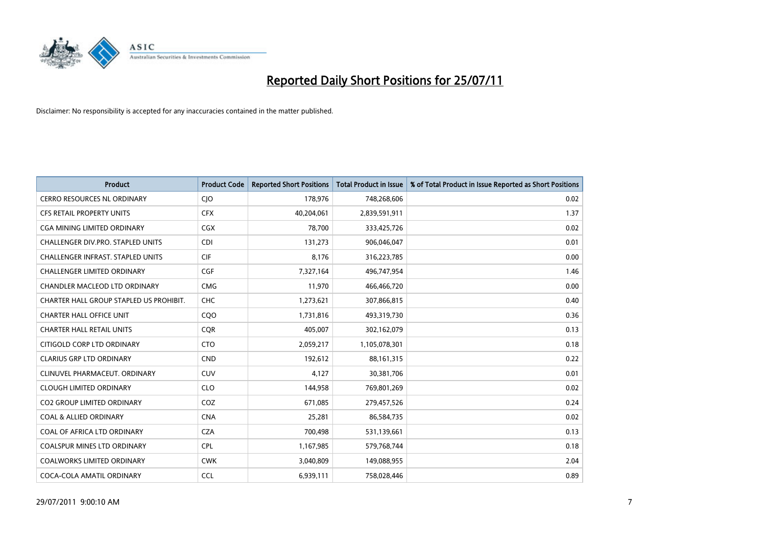# Reported Daily Short Positions for 25/07/11

Disclaimer: No responsibility is accepted for any inaccuracies contained in the matter published.

| Product | Product Code | Reported Short Positions | Total Product in Issue | % of Total Product in Issue Reported as Short Positions |
|---|---|---|---|---|
| CERRO RESOURCES NL ORDINARY | CJO | 178,976 | 748,268,606 | 0.02 |
| CFS RETAIL PROPERTY UNITS | CFX | 40,204,061 | 2,839,591,911 | 1.37 |
| CGA MINING LIMITED ORDINARY | CGX | 78,700 | 333,425,726 | 0.02 |
| CHALLENGER DIV.PRO. STAPLED UNITS | CDI | 131,273 | 906,046,047 | 0.01 |
| CHALLENGER INFRAST. STAPLED UNITS | CIF | 8,176 | 316,223,785 | 0.00 |
| CHALLENGER LIMITED ORDINARY | CGF | 7,327,164 | 496,747,954 | 1.46 |
| CHANDLER MACLEOD LTD ORDINARY | CMG | 11,970 | 466,466,720 | 0.00 |
| CHARTER HALL GROUP STAPLED US PROHIBIT. | CHC | 1,273,621 | 307,866,815 | 0.40 |
| CHARTER HALL OFFICE UNIT | CQO | 1,731,816 | 493,319,730 | 0.36 |
| CHARTER HALL RETAIL UNITS | CQR | 405,007 | 302,162,079 | 0.13 |
| CITIGOLD CORP LTD ORDINARY | CTO | 2,059,217 | 1,105,078,301 | 0.18 |
| CLARIUS GRP LTD ORDINARY | CND | 192,612 | 88,161,315 | 0.22 |
| CLINUVEL PHARMACEUT. ORDINARY | CUV | 4,127 | 30,381,706 | 0.01 |
| CLOUGH LIMITED ORDINARY | CLO | 144,958 | 769,801,269 | 0.02 |
| CO2 GROUP LIMITED ORDINARY | COZ | 671,085 | 279,457,526 | 0.24 |
| COAL & ALLIED ORDINARY | CNA | 25,281 | 86,584,735 | 0.02 |
| COAL OF AFRICA LTD ORDINARY | CZA | 700,498 | 531,139,661 | 0.13 |
| COALSPUR MINES LTD ORDINARY | CPL | 1,167,985 | 579,768,744 | 0.18 |
| COALWORKS LIMITED ORDINARY | CWK | 3,040,809 | 149,088,955 | 2.04 |
| COCA-COLA AMATIL ORDINARY | CCL | 6,939,111 | 758,028,446 | 0.89 |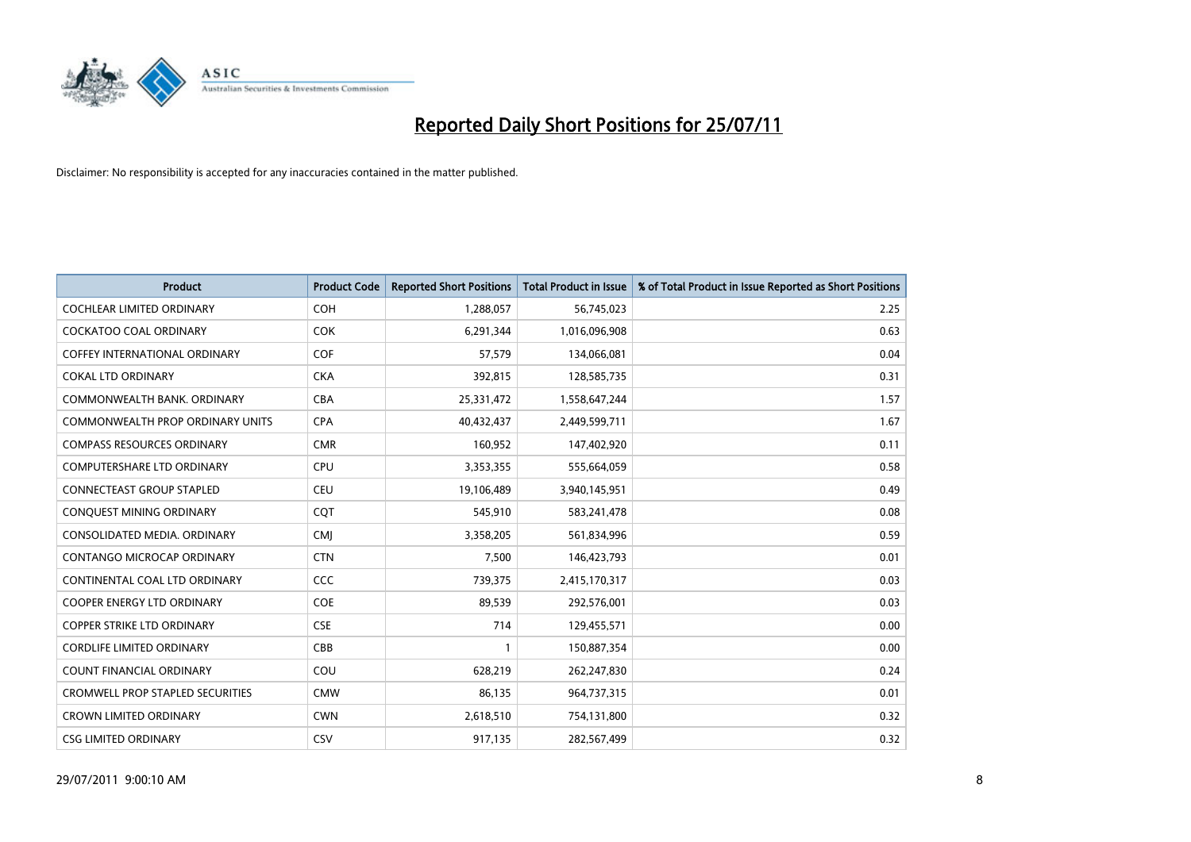# Reported Daily Short Positions for 25/07/11

Disclaimer: No responsibility is accepted for any inaccuracies contained in the matter published.

| Product | Product Code | Reported Short Positions | Total Product in Issue | % of Total Product in Issue Reported as Short Positions |
|---|---|---|---|---|
| COCHLEAR LIMITED ORDINARY | COH | 1,288,057 | 56,745,023 | 2.25 |
| COCKATOO COAL ORDINARY | COK | 6,291,344 | 1,016,096,908 | 0.63 |
| COFFEY INTERNATIONAL ORDINARY | COF | 57,579 | 134,066,081 | 0.04 |
| COKAL LTD ORDINARY | CKA | 392,815 | 128,585,735 | 0.31 |
| COMMONWEALTH BANK. ORDINARY | CBA | 25,331,472 | 1,558,647,244 | 1.57 |
| COMMONWEALTH PROP ORDINARY UNITS | CPA | 40,432,437 | 2,449,599,711 | 1.67 |
| COMPASS RESOURCES ORDINARY | CMR | 160,952 | 147,402,920 | 0.11 |
| COMPUTERSHARE LTD ORDINARY | CPU | 3,353,355 | 555,664,059 | 0.58 |
| CONNECTEAST GROUP STAPLED | CEU | 19,106,489 | 3,940,145,951 | 0.49 |
| CONQUEST MINING ORDINARY | CQT | 545,910 | 583,241,478 | 0.08 |
| CONSOLIDATED MEDIA. ORDINARY | CMJ | 3,358,205 | 561,834,996 | 0.59 |
| CONTANGO MICROCAP ORDINARY | CTN | 7,500 | 146,423,793 | 0.01 |
| CONTINENTAL COAL LTD ORDINARY | CCC | 739,375 | 2,415,170,317 | 0.03 |
| COOPER ENERGY LTD ORDINARY | COE | 89,539 | 292,576,001 | 0.03 |
| COPPER STRIKE LTD ORDINARY | CSE | 714 | 129,455,571 | 0.00 |
| CORDLIFE LIMITED ORDINARY | CBB | 1 | 150,887,354 | 0.00 |
| COUNT FINANCIAL ORDINARY | COU | 628,219 | 262,247,830 | 0.24 |
| CROMWELL PROP STAPLED SECURITIES | CMW | 86,135 | 964,737,315 | 0.01 |
| CROWN LIMITED ORDINARY | CWN | 2,618,510 | 754,131,800 | 0.32 |
| CSG LIMITED ORDINARY | CSV | 917,135 | 282,567,499 | 0.32 |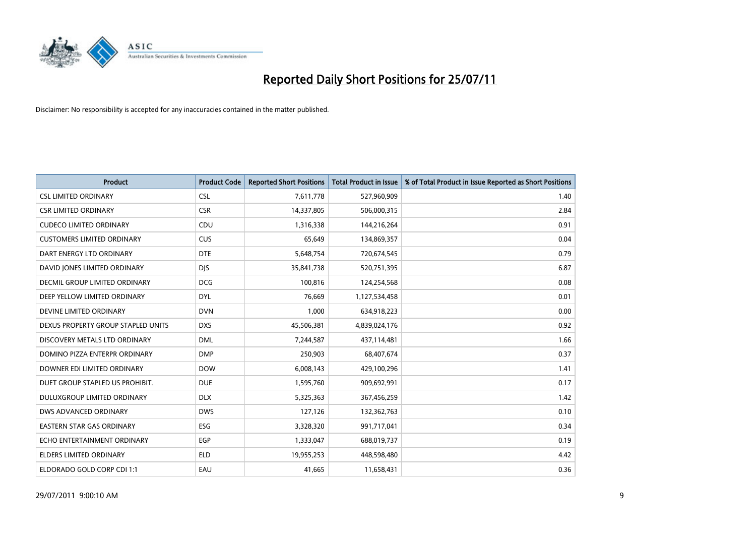# Reported Daily Short Positions for 25/07/11

Disclaimer: No responsibility is accepted for any inaccuracies contained in the matter published.

| Product | Product Code | Reported Short Positions | Total Product in Issue | % of Total Product in Issue Reported as Short Positions |
|---|---|---|---|---|
| CSL LIMITED ORDINARY | CSL | 7,611,778 | 527,960,909 | 1.40 |
| CSR LIMITED ORDINARY | CSR | 14,337,805 | 506,000,315 | 2.84 |
| CUDECO LIMITED ORDINARY | CDU | 1,316,338 | 144,216,264 | 0.91 |
| CUSTOMERS LIMITED ORDINARY | CUS | 65,649 | 134,869,357 | 0.04 |
| DART ENERGY LTD ORDINARY | DTE | 5,648,754 | 720,674,545 | 0.79 |
| DAVID JONES LIMITED ORDINARY | DJS | 35,841,738 | 520,751,395 | 6.87 |
| DECMIL GROUP LIMITED ORDINARY | DCG | 100,816 | 124,254,568 | 0.08 |
| DEEP YELLOW LIMITED ORDINARY | DYL | 76,669 | 1,127,534,458 | 0.01 |
| DEVINE LIMITED ORDINARY | DVN | 1,000 | 634,918,223 | 0.00 |
| DEXUS PROPERTY GROUP STAPLED UNITS | DXS | 45,506,381 | 4,839,024,176 | 0.92 |
| DISCOVERY METALS LTD ORDINARY | DML | 7,244,587 | 437,114,481 | 1.66 |
| DOMINO PIZZA ENTERPR ORDINARY | DMP | 250,903 | 68,407,674 | 0.37 |
| DOWNER EDI LIMITED ORDINARY | DOW | 6,008,143 | 429,100,296 | 1.41 |
| DUET GROUP STAPLED US PROHIBIT. | DUE | 1,595,760 | 909,692,991 | 0.17 |
| DULUXGROUP LIMITED ORDINARY | DLX | 5,325,363 | 367,456,259 | 1.42 |
| DWS ADVANCED ORDINARY | DWS | 127,126 | 132,362,763 | 0.10 |
| EASTERN STAR GAS ORDINARY | ESG | 3,328,320 | 991,717,041 | 0.34 |
| ECHO ENTERTAINMENT ORDINARY | EGP | 1,333,047 | 688,019,737 | 0.19 |
| ELDERS LIMITED ORDINARY | ELD | 19,955,253 | 448,598,480 | 4.42 |
| ELDORADO GOLD CORP CDI 1:1 | EAU | 41,665 | 11,658,431 | 0.36 |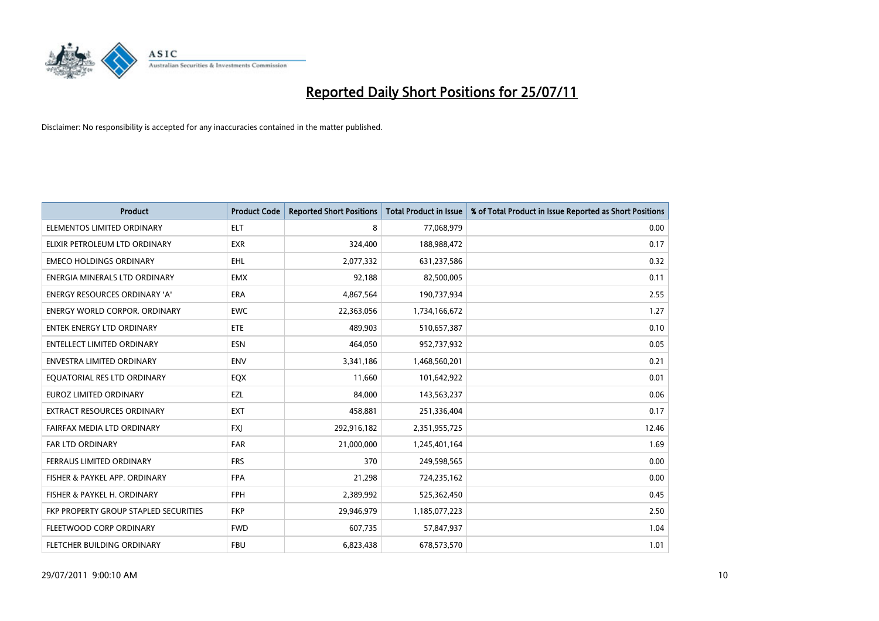# Reported Daily Short Positions for 25/07/11

Disclaimer: No responsibility is accepted for any inaccuracies contained in the matter published.

| Product | Product Code | Reported Short Positions | Total Product in Issue | % of Total Product in Issue Reported as Short Positions |
|---|---|---|---|---|
| ELEMENTOS LIMITED ORDINARY | ELT | 8 | 77,068,979 | 0.00 |
| ELIXIR PETROLEUM LTD ORDINARY | EXR | 324,400 | 188,988,472 | 0.17 |
| EMECO HOLDINGS ORDINARY | EHL | 2,077,332 | 631,237,586 | 0.32 |
| ENERGIA MINERALS LTD ORDINARY | EMX | 92,188 | 82,500,005 | 0.11 |
| ENERGY RESOURCES ORDINARY 'A' | ERA | 4,867,564 | 190,737,934 | 2.55 |
| ENERGY WORLD CORPOR. ORDINARY | EWC | 22,363,056 | 1,734,166,672 | 1.27 |
| ENTEK ENERGY LTD ORDINARY | ETE | 489,903 | 510,657,387 | 0.10 |
| ENTELLECT LIMITED ORDINARY | ESN | 464,050 | 952,737,932 | 0.05 |
| ENVESTRA LIMITED ORDINARY | ENV | 3,341,186 | 1,468,560,201 | 0.21 |
| EQUATORIAL RES LTD ORDINARY | EQX | 11,660 | 101,642,922 | 0.01 |
| EUROZ LIMITED ORDINARY | EZL | 84,000 | 143,563,237 | 0.06 |
| EXTRACT RESOURCES ORDINARY | EXT | 458,881 | 251,336,404 | 0.17 |
| FAIRFAX MEDIA LTD ORDINARY | FXJ | 292,916,182 | 2,351,955,725 | 12.46 |
| FAR LTD ORDINARY | FAR | 21,000,000 | 1,245,401,164 | 1.69 |
| FERRAUS LIMITED ORDINARY | FRS | 370 | 249,598,565 | 0.00 |
| FISHER & PAYKEL APP. ORDINARY | FPA | 21,298 | 724,235,162 | 0.00 |
| FISHER & PAYKEL H. ORDINARY | FPH | 2,389,992 | 525,362,450 | 0.45 |
| FKP PROPERTY GROUP STAPLED SECURITIES | FKP | 29,946,979 | 1,185,077,223 | 2.50 |
| FLEETWOOD CORP ORDINARY | FWD | 607,735 | 57,847,937 | 1.04 |
| FLETCHER BUILDING ORDINARY | FBU | 6,823,438 | 678,573,570 | 1.01 |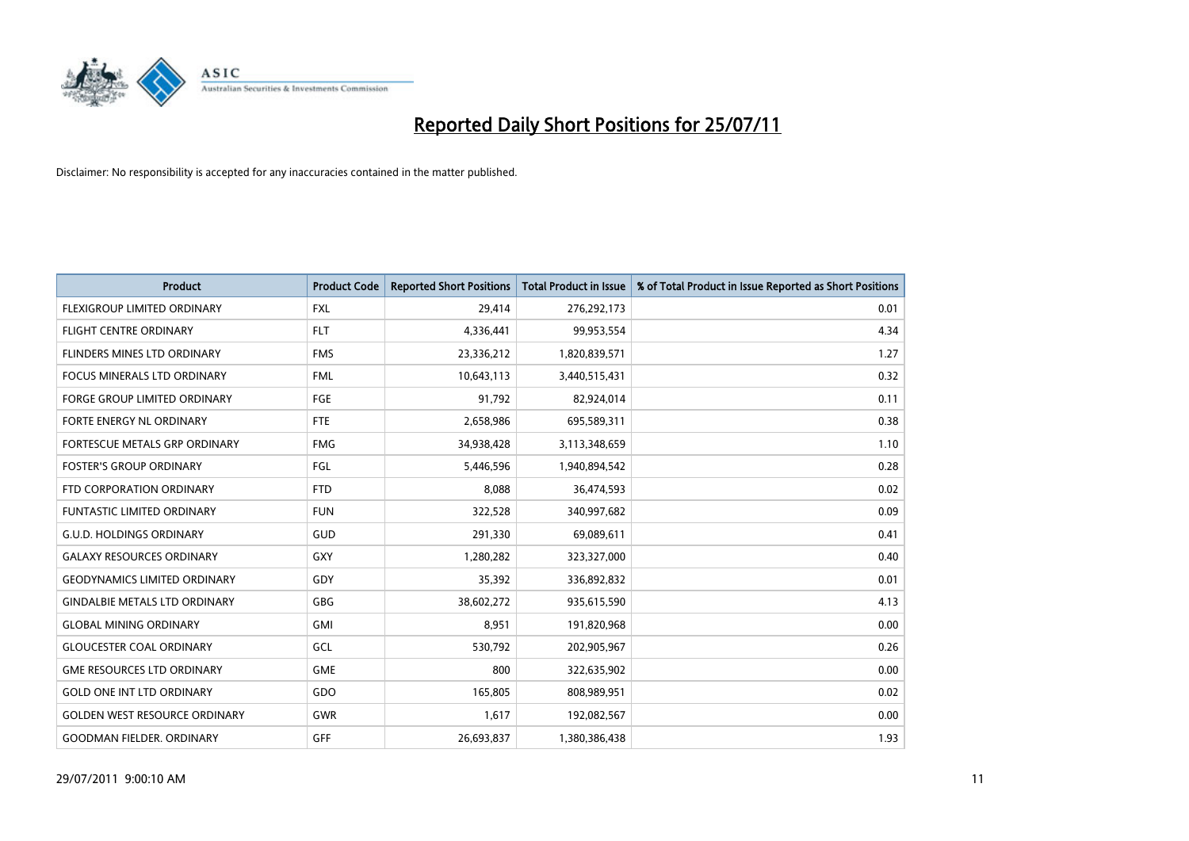# Reported Daily Short Positions for 25/07/11

Disclaimer: No responsibility is accepted for any inaccuracies contained in the matter published.

| Product | Product Code | Reported Short Positions | Total Product in Issue | % of Total Product in Issue Reported as Short Positions |
| --- | --- | --- | --- | --- |
| FLEXIGROUP LIMITED ORDINARY | FXL | 29,414 | 276,292,173 | 0.01 |
| FLIGHT CENTRE ORDINARY | FLT | 4,336,441 | 99,953,554 | 4.34 |
| FLINDERS MINES LTD ORDINARY | FMS | 23,336,212 | 1,820,839,571 | 1.27 |
| FOCUS MINERALS LTD ORDINARY | FML | 10,643,113 | 3,440,515,431 | 0.32 |
| FORGE GROUP LIMITED ORDINARY | FGE | 91,792 | 82,924,014 | 0.11 |
| FORTE ENERGY NL ORDINARY | FTE | 2,658,986 | 695,589,311 | 0.38 |
| FORTESCUE METALS GRP ORDINARY | FMG | 34,938,428 | 3,113,348,659 | 1.10 |
| FOSTER'S GROUP ORDINARY | FGL | 5,446,596 | 1,940,894,542 | 0.28 |
| FTD CORPORATION ORDINARY | FTD | 8,088 | 36,474,593 | 0.02 |
| FUNTASTIC LIMITED ORDINARY | FUN | 322,528 | 340,997,682 | 0.09 |
| G.U.D. HOLDINGS ORDINARY | GUD | 291,330 | 69,089,611 | 0.41 |
| GALAXY RESOURCES ORDINARY | GXY | 1,280,282 | 323,327,000 | 0.40 |
| GEODYNAMICS LIMITED ORDINARY | GDY | 35,392 | 336,892,832 | 0.01 |
| GINDALBIE METALS LTD ORDINARY | GBG | 38,602,272 | 935,615,590 | 4.13 |
| GLOBAL MINING ORDINARY | GMI | 8,951 | 191,820,968 | 0.00 |
| GLOUCESTER COAL ORDINARY | GCL | 530,792 | 202,905,967 | 0.26 |
| GME RESOURCES LTD ORDINARY | GME | 800 | 322,635,902 | 0.00 |
| GOLD ONE INT LTD ORDINARY | GDO | 165,805 | 808,989,951 | 0.02 |
| GOLDEN WEST RESOURCE ORDINARY | GWR | 1,617 | 192,082,567 | 0.00 |
| GOODMAN FIELDER. ORDINARY | GFF | 26,693,837 | 1,380,386,438 | 1.93 |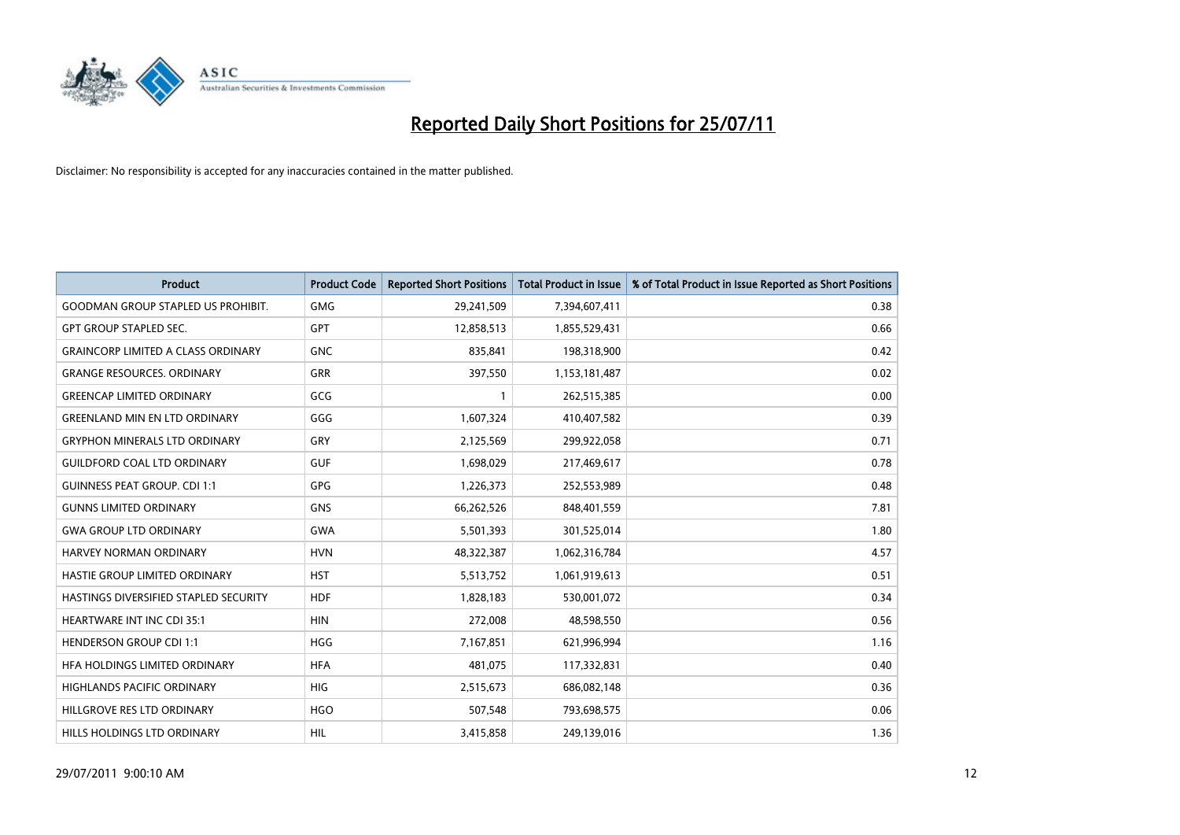# Reported Daily Short Positions for 25/07/11

Disclaimer: No responsibility is accepted for any inaccuracies contained in the matter published.

| Product | Product Code | Reported Short Positions | Total Product in Issue | % of Total Product in Issue Reported as Short Positions |
|---|---|---|---|---|
| GOODMAN GROUP STAPLED US PROHIBIT. | GMG | 29,241,509 | 7,394,607,411 | 0.38 |
| GPT GROUP STAPLED SEC. | GPT | 12,858,513 | 1,855,529,431 | 0.66 |
| GRAINCORP LIMITED A CLASS ORDINARY | GNC | 835,841 | 198,318,900 | 0.42 |
| GRANGE RESOURCES. ORDINARY | GRR | 397,550 | 1,153,181,487 | 0.02 |
| GREENCAP LIMITED ORDINARY | GCG | 1 | 262,515,385 | 0.00 |
| GREENLAND MIN EN LTD ORDINARY | GGG | 1,607,324 | 410,407,582 | 0.39 |
| GRYPHON MINERALS LTD ORDINARY | GRY | 2,125,569 | 299,922,058 | 0.71 |
| GUILDFORD COAL LTD ORDINARY | GUF | 1,698,029 | 217,469,617 | 0.78 |
| GUINNESS PEAT GROUP. CDI 1:1 | GPG | 1,226,373 | 252,553,989 | 0.48 |
| GUNNS LIMITED ORDINARY | GNS | 66,262,526 | 848,401,559 | 7.81 |
| GWA GROUP LTD ORDINARY | GWA | 5,501,393 | 301,525,014 | 1.80 |
| HARVEY NORMAN ORDINARY | HVN | 48,322,387 | 1,062,316,784 | 4.57 |
| HASTIE GROUP LIMITED ORDINARY | HST | 5,513,752 | 1,061,919,613 | 0.51 |
| HASTINGS DIVERSIFIED STAPLED SECURITY | HDF | 1,828,183 | 530,001,072 | 0.34 |
| HEARTWARE INT INC CDI 35:1 | HIN | 272,008 | 48,598,550 | 0.56 |
| HENDERSON GROUP CDI 1:1 | HGG | 7,167,851 | 621,996,994 | 1.16 |
| HFA HOLDINGS LIMITED ORDINARY | HFA | 481,075 | 117,332,831 | 0.40 |
| HIGHLANDS PACIFIC ORDINARY | HIG | 2,515,673 | 686,082,148 | 0.36 |
| HILLGROVE RES LTD ORDINARY | HGO | 507,548 | 793,698,575 | 0.06 |
| HILLS HOLDINGS LTD ORDINARY | HIL | 3,415,858 | 249,139,016 | 1.36 |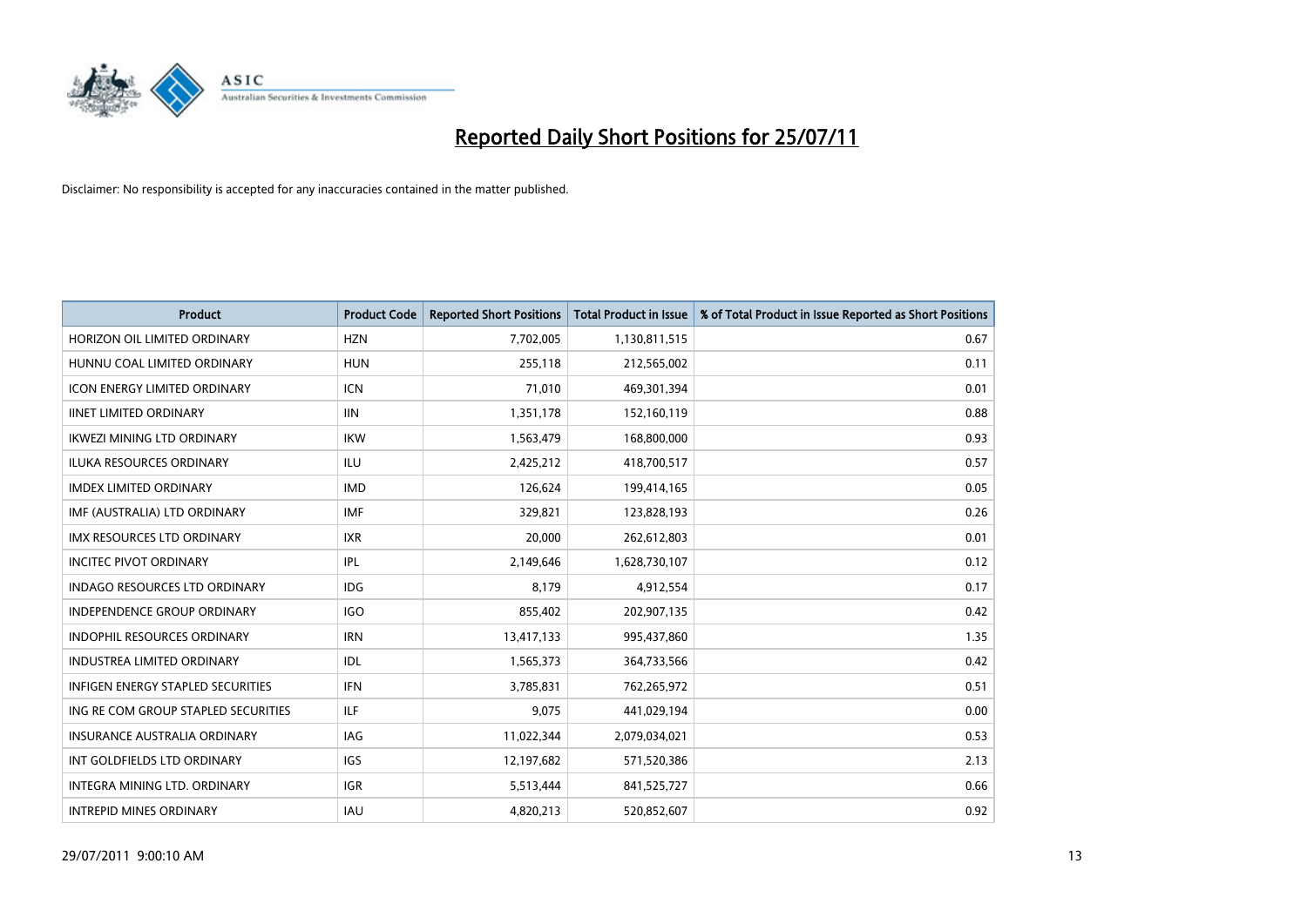# Reported Daily Short Positions for 25/07/11

Disclaimer: No responsibility is accepted for any inaccuracies contained in the matter published.

| Product | Product Code | Reported Short Positions | Total Product in Issue | % of Total Product in Issue Reported as Short Positions |
|---|---|---|---|---|
| HORIZON OIL LIMITED ORDINARY | HZN | 7,702,005 | 1,130,811,515 | 0.67 |
| HUNNU COAL LIMITED ORDINARY | HUN | 255,118 | 212,565,002 | 0.11 |
| ICON ENERGY LIMITED ORDINARY | ICN | 71,010 | 469,301,394 | 0.01 |
| IINET LIMITED ORDINARY | IIN | 1,351,178 | 152,160,119 | 0.88 |
| IKWEZI MINING LTD ORDINARY | IKW | 1,563,479 | 168,800,000 | 0.93 |
| ILUKA RESOURCES ORDINARY | ILU | 2,425,212 | 418,700,517 | 0.57 |
| IMDEX LIMITED ORDINARY | IMD | 126,624 | 199,414,165 | 0.05 |
| IMF (AUSTRALIA) LTD ORDINARY | IMF | 329,821 | 123,828,193 | 0.26 |
| IMX RESOURCES LTD ORDINARY | IXR | 20,000 | 262,612,803 | 0.01 |
| INCITEC PIVOT ORDINARY | IPL | 2,149,646 | 1,628,730,107 | 0.12 |
| INDAGO RESOURCES LTD ORDINARY | IDG | 8,179 | 4,912,554 | 0.17 |
| INDEPENDENCE GROUP ORDINARY | IGO | 855,402 | 202,907,135 | 0.42 |
| INDOPHIL RESOURCES ORDINARY | IRN | 13,417,133 | 995,437,860 | 1.35 |
| INDUSTREA LIMITED ORDINARY | IDL | 1,565,373 | 364,733,566 | 0.42 |
| INFIGEN ENERGY STAPLED SECURITIES | IFN | 3,785,831 | 762,265,972 | 0.51 |
| ING RE COM GROUP STAPLED SECURITIES | ILF | 9,075 | 441,029,194 | 0.00 |
| INSURANCE AUSTRALIA ORDINARY | IAG | 11,022,344 | 2,079,034,021 | 0.53 |
| INT GOLDFIELDS LTD ORDINARY | IGS | 12,197,682 | 571,520,386 | 2.13 |
| INTEGRA MINING LTD. ORDINARY | IGR | 5,513,444 | 841,525,727 | 0.66 |
| INTREPID MINES ORDINARY | IAU | 4,820,213 | 520,852,607 | 0.92 |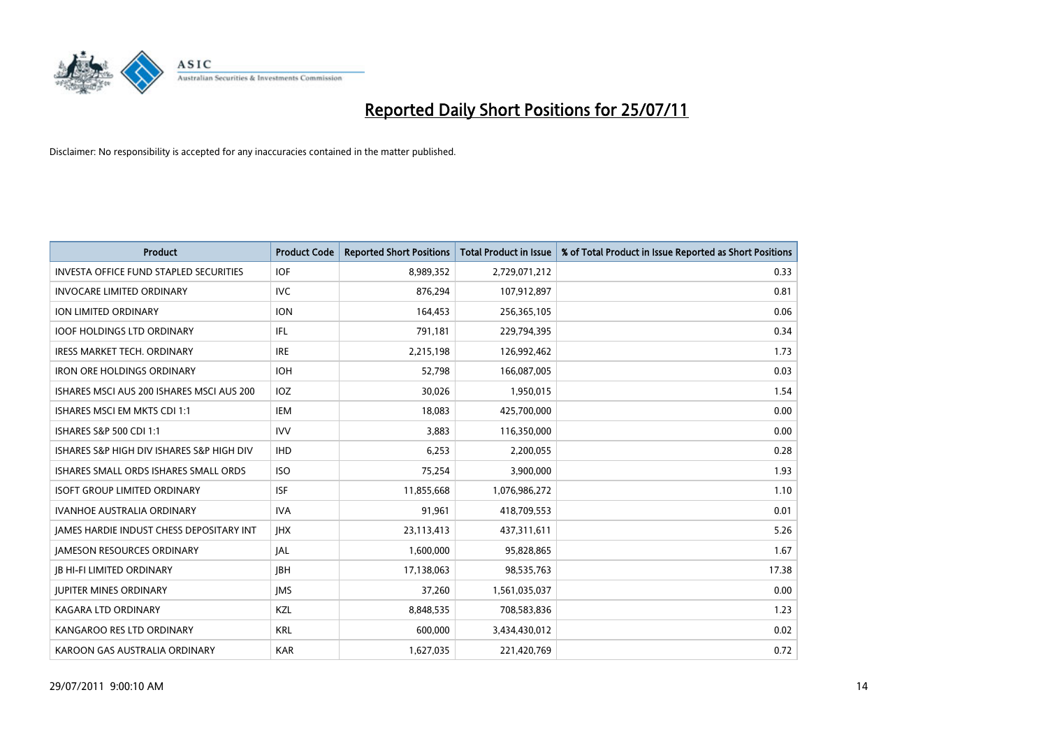# Reported Daily Short Positions for 25/07/11

Disclaimer: No responsibility is accepted for any inaccuracies contained in the matter published.

| Product | Product Code | Reported Short Positions | Total Product in Issue | % of Total Product in Issue Reported as Short Positions |
|---|---|---|---|---|
| INVESTA OFFICE FUND STAPLED SECURITIES | IOF | 8,989,352 | 2,729,071,212 | 0.33 |
| INVOCARE LIMITED ORDINARY | IVC | 876,294 | 107,912,897 | 0.81 |
| ION LIMITED ORDINARY | ION | 164,453 | 256,365,105 | 0.06 |
| IOOF HOLDINGS LTD ORDINARY | IFL | 791,181 | 229,794,395 | 0.34 |
| IRESS MARKET TECH. ORDINARY | IRE | 2,215,198 | 126,992,462 | 1.73 |
| IRON ORE HOLDINGS ORDINARY | IOH | 52,798 | 166,087,005 | 0.03 |
| ISHARES MSCI AUS 200 ISHARES MSCI AUS 200 | IOZ | 30,026 | 1,950,015 | 1.54 |
| ISHARES MSCI EM MKTS CDI 1:1 | IEM | 18,083 | 425,700,000 | 0.00 |
| ISHARES S&P 500 CDI 1:1 | IVV | 3,883 | 116,350,000 | 0.00 |
| ISHARES S&P HIGH DIV ISHARES S&P HIGH DIV | IHD | 6,253 | 2,200,055 | 0.28 |
| ISHARES SMALL ORDS ISHARES SMALL ORDS | ISO | 75,254 | 3,900,000 | 1.93 |
| ISOFT GROUP LIMITED ORDINARY | ISF | 11,855,668 | 1,076,986,272 | 1.10 |
| IVANHOE AUSTRALIA ORDINARY | IVA | 91,961 | 418,709,553 | 0.01 |
| JAMES HARDIE INDUST CHESS DEPOSITARY INT | JHX | 23,113,413 | 437,311,611 | 5.26 |
| JAMESON RESOURCES ORDINARY | JAL | 1,600,000 | 95,828,865 | 1.67 |
| JB HI-FI LIMITED ORDINARY | JBH | 17,138,063 | 98,535,763 | 17.38 |
| JUPITER MINES ORDINARY | JMS | 37,260 | 1,561,035,037 | 0.00 |
| KAGARA LTD ORDINARY | KZL | 8,848,535 | 708,583,836 | 1.23 |
| KANGAROO RES LTD ORDINARY | KRL | 600,000 | 3,434,430,012 | 0.02 |
| KAROON GAS AUSTRALIA ORDINARY | KAR | 1,627,035 | 221,420,769 | 0.72 |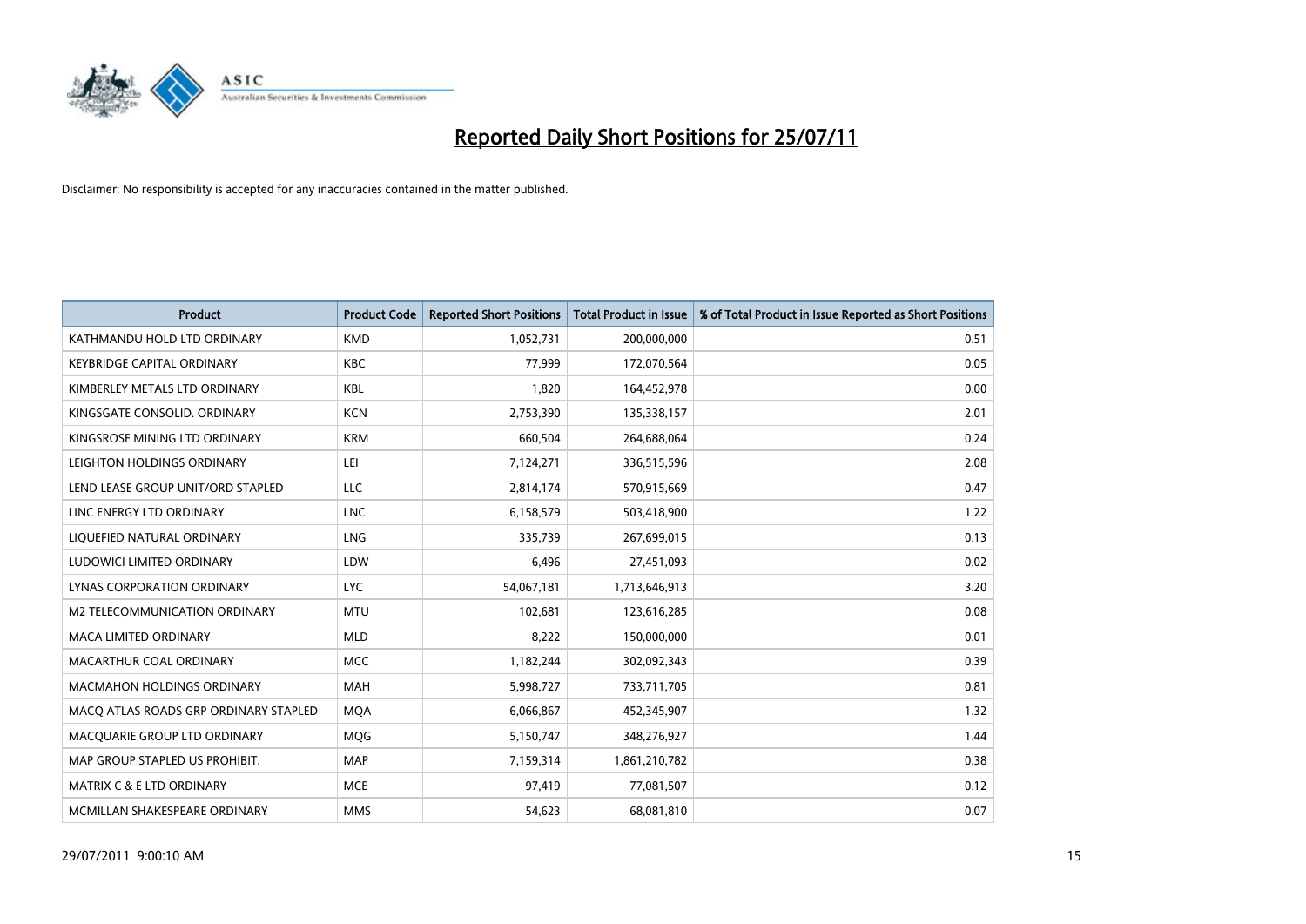# Reported Daily Short Positions for 25/07/11

Disclaimer: No responsibility is accepted for any inaccuracies contained in the matter published.

| Product | Product Code | Reported Short Positions | Total Product in Issue | % of Total Product in Issue Reported as Short Positions |
|---|---|---|---|---|
| KATHMANDU HOLD LTD ORDINARY | KMD | 1,052,731 | 200,000,000 | 0.51 |
| KEYBRIDGE CAPITAL ORDINARY | KBC | 77,999 | 172,070,564 | 0.05 |
| KIMBERLEY METALS LTD ORDINARY | KBL | 1,820 | 164,452,978 | 0.00 |
| KINGSGATE CONSOLID. ORDINARY | KCN | 2,753,390 | 135,338,157 | 2.01 |
| KINGSROSE MINING LTD ORDINARY | KRM | 660,504 | 264,688,064 | 0.24 |
| LEIGHTON HOLDINGS ORDINARY | LEI | 7,124,271 | 336,515,596 | 2.08 |
| LEND LEASE GROUP UNIT/ORD STAPLED | LLC | 2,814,174 | 570,915,669 | 0.47 |
| LINC ENERGY LTD ORDINARY | LNC | 6,158,579 | 503,418,900 | 1.22 |
| LIQUEFIED NATURAL ORDINARY | LNG | 335,739 | 267,699,015 | 0.13 |
| LUDOWICI LIMITED ORDINARY | LDW | 6,496 | 27,451,093 | 0.02 |
| LYNAS CORPORATION ORDINARY | LYC | 54,067,181 | 1,713,646,913 | 3.20 |
| M2 TELECOMMUNICATION ORDINARY | MTU | 102,681 | 123,616,285 | 0.08 |
| MACA LIMITED ORDINARY | MLD | 8,222 | 150,000,000 | 0.01 |
| MACARTHUR COAL ORDINARY | MCC | 1,182,244 | 302,092,343 | 0.39 |
| MACMAHON HOLDINGS ORDINARY | MAH | 5,998,727 | 733,711,705 | 0.81 |
| MACQ ATLAS ROADS GRP ORDINARY STAPLED | MQA | 6,066,867 | 452,345,907 | 1.32 |
| MACQUARIE GROUP LTD ORDINARY | MQG | 5,150,747 | 348,276,927 | 1.44 |
| MAP GROUP STAPLED US PROHIBIT. | MAP | 7,159,314 | 1,861,210,782 | 0.38 |
| MATRIX C & E LTD ORDINARY | MCE | 97,419 | 77,081,507 | 0.12 |
| MCMILLAN SHAKESPEARE ORDINARY | MMS | 54,623 | 68,081,810 | 0.07 |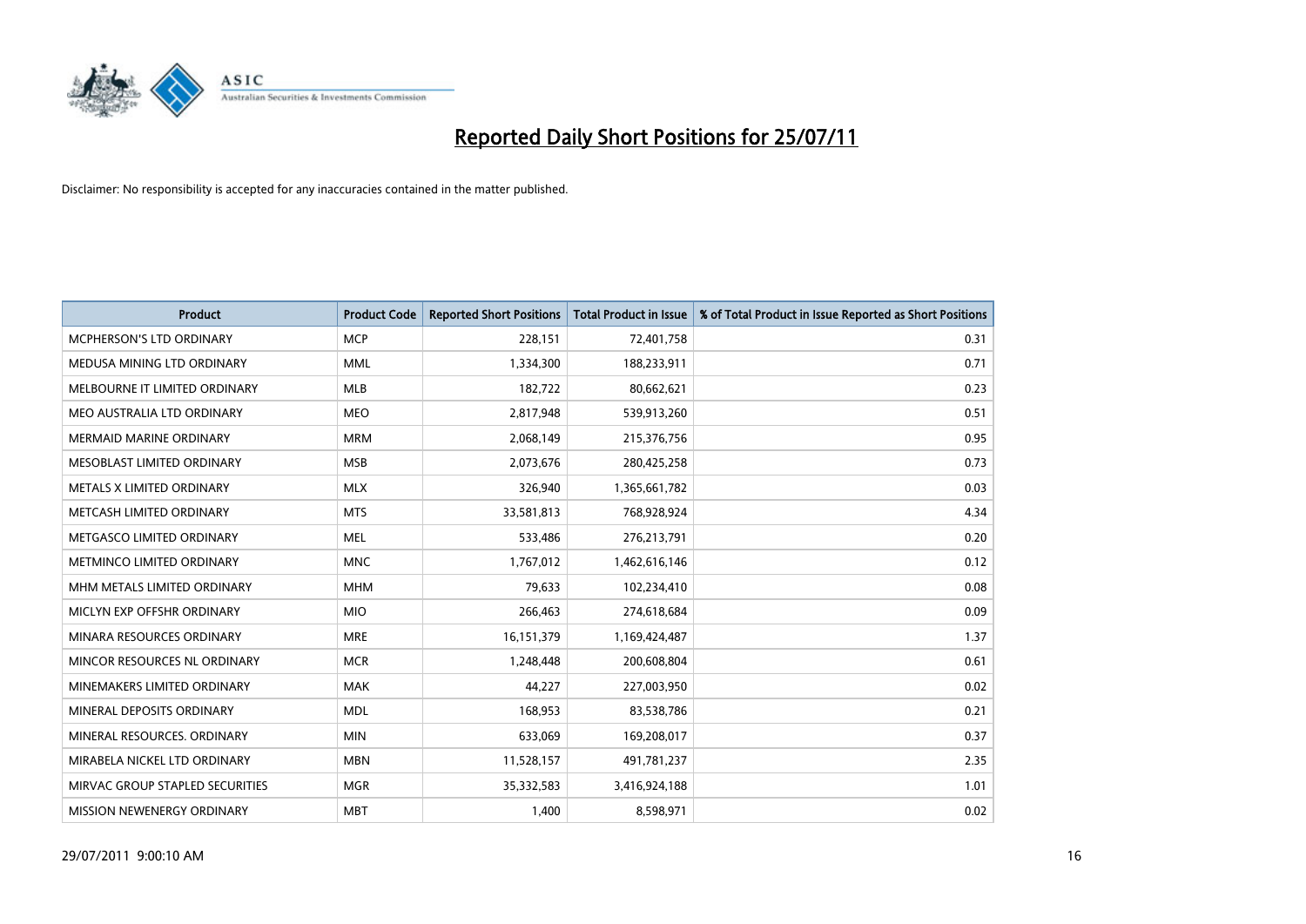# Reported Daily Short Positions for 25/07/11

Disclaimer: No responsibility is accepted for any inaccuracies contained in the matter published.

| Product | Product Code | Reported Short Positions | Total Product in Issue | % of Total Product in Issue Reported as Short Positions |
|---|---|---|---|---|
| MCPHERSON'S LTD ORDINARY | MCP | 228,151 | 72,401,758 | 0.31 |
| MEDUSA MINING LTD ORDINARY | MML | 1,334,300 | 188,233,911 | 0.71 |
| MELBOURNE IT LIMITED ORDINARY | MLB | 182,722 | 80,662,621 | 0.23 |
| MEO AUSTRALIA LTD ORDINARY | MEO | 2,817,948 | 539,913,260 | 0.51 |
| MERMAID MARINE ORDINARY | MRM | 2,068,149 | 215,376,756 | 0.95 |
| MESOBLAST LIMITED ORDINARY | MSB | 2,073,676 | 280,425,258 | 0.73 |
| METALS X LIMITED ORDINARY | MLX | 326,940 | 1,365,661,782 | 0.03 |
| METCASH LIMITED ORDINARY | MTS | 33,581,813 | 768,928,924 | 4.34 |
| METGASCO LIMITED ORDINARY | MEL | 533,486 | 276,213,791 | 0.20 |
| METMINCO LIMITED ORDINARY | MNC | 1,767,012 | 1,462,616,146 | 0.12 |
| MHM METALS LIMITED ORDINARY | MHM | 79,633 | 102,234,410 | 0.08 |
| MICLYN EXP OFFSHR ORDINARY | MIO | 266,463 | 274,618,684 | 0.09 |
| MINARA RESOURCES ORDINARY | MRE | 16,151,379 | 1,169,424,487 | 1.37 |
| MINCOR RESOURCES NL ORDINARY | MCR | 1,248,448 | 200,608,804 | 0.61 |
| MINEMAKERS LIMITED ORDINARY | MAK | 44,227 | 227,003,950 | 0.02 |
| MINERAL DEPOSITS ORDINARY | MDL | 168,953 | 83,538,786 | 0.21 |
| MINERAL RESOURCES. ORDINARY | MIN | 633,069 | 169,208,017 | 0.37 |
| MIRABELA NICKEL LTD ORDINARY | MBN | 11,528,157 | 491,781,237 | 2.35 |
| MIRVAC GROUP STAPLED SECURITIES | MGR | 35,332,583 | 3,416,924,188 | 1.01 |
| MISSION NEWENERGY ORDINARY | MBT | 1,400 | 8,598,971 | 0.02 |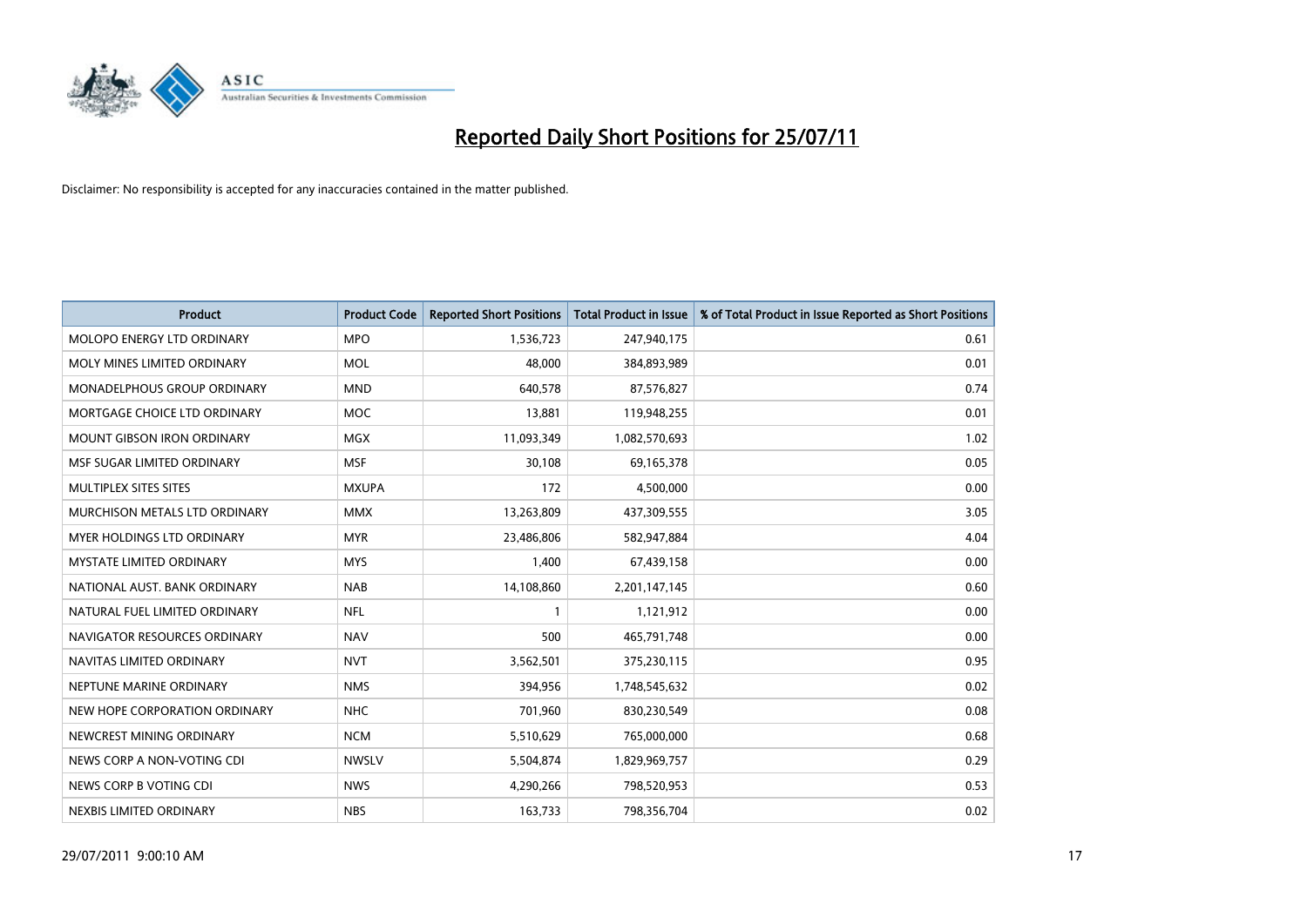# Reported Daily Short Positions for 25/07/11

Disclaimer: No responsibility is accepted for any inaccuracies contained in the matter published.

| Product | Product Code | Reported Short Positions | Total Product in Issue | % of Total Product in Issue Reported as Short Positions |
|---|---|---|---|---|
| MOLOPO ENERGY LTD ORDINARY | MPO | 1,536,723 | 247,940,175 | 0.61 |
| MOLY MINES LIMITED ORDINARY | MOL | 48,000 | 384,893,989 | 0.01 |
| MONADELPHOUS GROUP ORDINARY | MND | 640,578 | 87,576,827 | 0.74 |
| MORTGAGE CHOICE LTD ORDINARY | MOC | 13,881 | 119,948,255 | 0.01 |
| MOUNT GIBSON IRON ORDINARY | MGX | 11,093,349 | 1,082,570,693 | 1.02 |
| MSF SUGAR LIMITED ORDINARY | MSF | 30,108 | 69,165,378 | 0.05 |
| MULTIPLEX SITES SITES | MXUPA | 172 | 4,500,000 | 0.00 |
| MURCHISON METALS LTD ORDINARY | MMX | 13,263,809 | 437,309,555 | 3.05 |
| MYER HOLDINGS LTD ORDINARY | MYR | 23,486,806 | 582,947,884 | 4.04 |
| MYSTATE LIMITED ORDINARY | MYS | 1,400 | 67,439,158 | 0.00 |
| NATIONAL AUST. BANK ORDINARY | NAB | 14,108,860 | 2,201,147,145 | 0.60 |
| NATURAL FUEL LIMITED ORDINARY | NFL | 1 | 1,121,912 | 0.00 |
| NAVIGATOR RESOURCES ORDINARY | NAV | 500 | 465,791,748 | 0.00 |
| NAVITAS LIMITED ORDINARY | NVT | 3,562,501 | 375,230,115 | 0.95 |
| NEPTUNE MARINE ORDINARY | NMS | 394,956 | 1,748,545,632 | 0.02 |
| NEW HOPE CORPORATION ORDINARY | NHC | 701,960 | 830,230,549 | 0.08 |
| NEWCREST MINING ORDINARY | NCM | 5,510,629 | 765,000,000 | 0.68 |
| NEWS CORP A NON-VOTING CDI | NWSLV | 5,504,874 | 1,829,969,757 | 0.29 |
| NEWS CORP B VOTING CDI | NWS | 4,290,266 | 798,520,953 | 0.53 |
| NEXBIS LIMITED ORDINARY | NBS | 163,733 | 798,356,704 | 0.02 |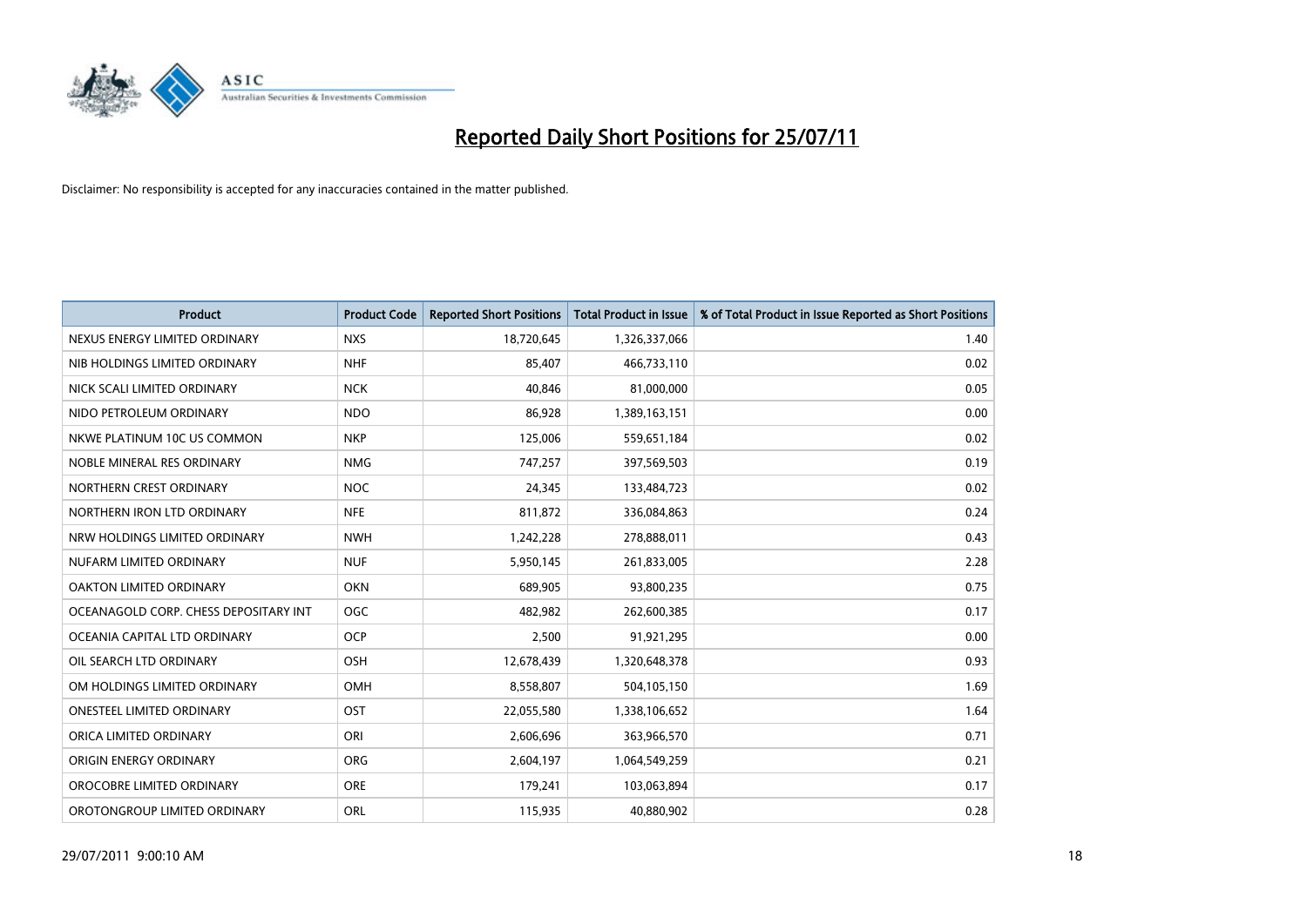# Reported Daily Short Positions for 25/07/11

Disclaimer: No responsibility is accepted for any inaccuracies contained in the matter published.

| Product | Product Code | Reported Short Positions | Total Product in Issue | % of Total Product in Issue Reported as Short Positions |
|---|---|---|---|---|
| NEXUS ENERGY LIMITED ORDINARY | NXS | 18,720,645 | 1,326,337,066 | 1.40 |
| NIB HOLDINGS LIMITED ORDINARY | NHF | 85,407 | 466,733,110 | 0.02 |
| NICK SCALI LIMITED ORDINARY | NCK | 40,846 | 81,000,000 | 0.05 |
| NIDO PETROLEUM ORDINARY | NDO | 86,928 | 1,389,163,151 | 0.00 |
| NKWE PLATINUM 10C US COMMON | NKP | 125,006 | 559,651,184 | 0.02 |
| NOBLE MINERAL RES ORDINARY | NMG | 747,257 | 397,569,503 | 0.19 |
| NORTHERN CREST ORDINARY | NOC | 24,345 | 133,484,723 | 0.02 |
| NORTHERN IRON LTD ORDINARY | NFE | 811,872 | 336,084,863 | 0.24 |
| NRW HOLDINGS LIMITED ORDINARY | NWH | 1,242,228 | 278,888,011 | 0.43 |
| NUFARM LIMITED ORDINARY | NUF | 5,950,145 | 261,833,005 | 2.28 |
| OAKTON LIMITED ORDINARY | OKN | 689,905 | 93,800,235 | 0.75 |
| OCEANAGOLD CORP. CHESS DEPOSITARY INT | OGC | 482,982 | 262,600,385 | 0.17 |
| OCEANIA CAPITAL LTD ORDINARY | OCP | 2,500 | 91,921,295 | 0.00 |
| OIL SEARCH LTD ORDINARY | OSH | 12,678,439 | 1,320,648,378 | 0.93 |
| OM HOLDINGS LIMITED ORDINARY | OMH | 8,558,807 | 504,105,150 | 1.69 |
| ONESTEEL LIMITED ORDINARY | OST | 22,055,580 | 1,338,106,652 | 1.64 |
| ORICA LIMITED ORDINARY | ORI | 2,606,696 | 363,966,570 | 0.71 |
| ORIGIN ENERGY ORDINARY | ORG | 2,604,197 | 1,064,549,259 | 0.21 |
| OROCOBRE LIMITED ORDINARY | ORE | 179,241 | 103,063,894 | 0.17 |
| OROTONGROUP LIMITED ORDINARY | ORL | 115,935 | 40,880,902 | 0.28 |

29/07/2011 9:00:10 AM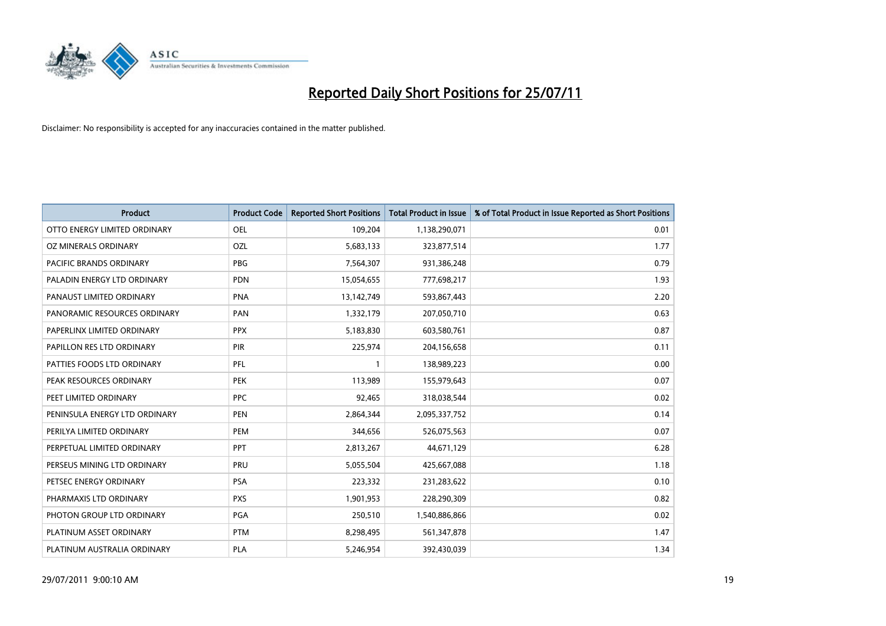# Reported Daily Short Positions for 25/07/11

Disclaimer: No responsibility is accepted for any inaccuracies contained in the matter published.

| Product | Product Code | Reported Short Positions | Total Product in Issue | % of Total Product in Issue Reported as Short Positions |
|---|---|---|---|---|
| OTTO ENERGY LIMITED ORDINARY | OEL | 109,204 | 1,138,290,071 | 0.01 |
| OZ MINERALS ORDINARY | OZL | 5,683,133 | 323,877,514 | 1.77 |
| PACIFIC BRANDS ORDINARY | PBG | 7,564,307 | 931,386,248 | 0.79 |
| PALADIN ENERGY LTD ORDINARY | PDN | 15,054,655 | 777,698,217 | 1.93 |
| PANAUST LIMITED ORDINARY | PNA | 13,142,749 | 593,867,443 | 2.20 |
| PANORAMIC RESOURCES ORDINARY | PAN | 1,332,179 | 207,050,710 | 0.63 |
| PAPERLINX LIMITED ORDINARY | PPX | 5,183,830 | 603,580,761 | 0.87 |
| PAPILLON RES LTD ORDINARY | PIR | 225,974 | 204,156,658 | 0.11 |
| PATTIES FOODS LTD ORDINARY | PFL | 1 | 138,989,223 | 0.00 |
| PEAK RESOURCES ORDINARY | PEK | 113,989 | 155,979,643 | 0.07 |
| PEET LIMITED ORDINARY | PPC | 92,465 | 318,038,544 | 0.02 |
| PENINSULA ENERGY LTD ORDINARY | PEN | 2,864,344 | 2,095,337,752 | 0.14 |
| PERILYA LIMITED ORDINARY | PEM | 344,656 | 526,075,563 | 0.07 |
| PERPETUAL LIMITED ORDINARY | PPT | 2,813,267 | 44,671,129 | 6.28 |
| PERSEUS MINING LTD ORDINARY | PRU | 5,055,504 | 425,667,088 | 1.18 |
| PETSEC ENERGY ORDINARY | PSA | 223,332 | 231,283,622 | 0.10 |
| PHARMAXIS LTD ORDINARY | PXS | 1,901,953 | 228,290,309 | 0.82 |
| PHOTON GROUP LTD ORDINARY | PGA | 250,510 | 1,540,886,866 | 0.02 |
| PLATINUM ASSET ORDINARY | PTM | 8,298,495 | 561,347,878 | 1.47 |
| PLATINUM AUSTRALIA ORDINARY | PLA | 5,246,954 | 392,430,039 | 1.34 |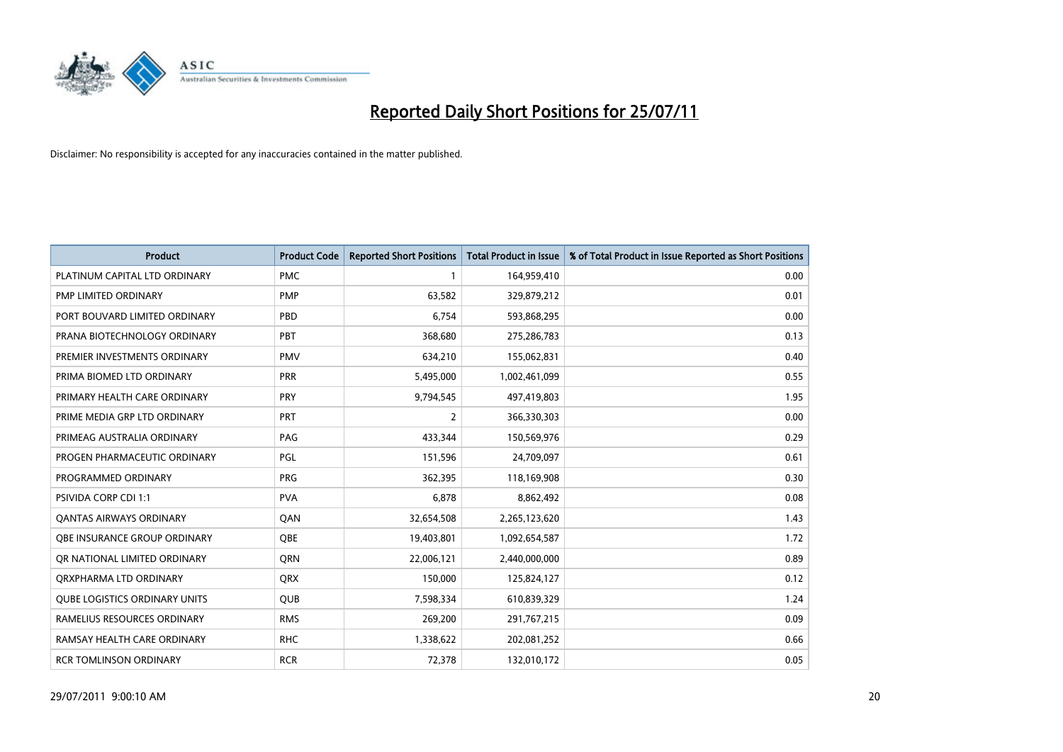# Reported Daily Short Positions for 25/07/11

Disclaimer: No responsibility is accepted for any inaccuracies contained in the matter published.

| Product | Product Code | Reported Short Positions | Total Product in Issue | % of Total Product in Issue Reported as Short Positions |
|---|---|---|---|---|
| PLATINUM CAPITAL LTD ORDINARY | PMC | 1 | 164,959,410 | 0.00 |
| PMP LIMITED ORDINARY | PMP | 63,582 | 329,879,212 | 0.01 |
| PORT BOUVARD LIMITED ORDINARY | PBD | 6,754 | 593,868,295 | 0.00 |
| PRANA BIOTECHNOLOGY ORDINARY | PBT | 368,680 | 275,286,783 | 0.13 |
| PREMIER INVESTMENTS ORDINARY | PMV | 634,210 | 155,062,831 | 0.40 |
| PRIMA BIOMED LTD ORDINARY | PRR | 5,495,000 | 1,002,461,099 | 0.55 |
| PRIMARY HEALTH CARE ORDINARY | PRY | 9,794,545 | 497,419,803 | 1.95 |
| PRIME MEDIA GRP LTD ORDINARY | PRT | 2 | 366,330,303 | 0.00 |
| PRIMEAG AUSTRALIA ORDINARY | PAG | 433,344 | 150,569,976 | 0.29 |
| PROGEN PHARMACEUTIC ORDINARY | PGL | 151,596 | 24,709,097 | 0.61 |
| PROGRAMMED ORDINARY | PRG | 362,395 | 118,169,908 | 0.30 |
| PSIVIDA CORP CDI 1:1 | PVA | 6,878 | 8,862,492 | 0.08 |
| QANTAS AIRWAYS ORDINARY | QAN | 32,654,508 | 2,265,123,620 | 1.43 |
| QBE INSURANCE GROUP ORDINARY | QBE | 19,403,801 | 1,092,654,587 | 1.72 |
| QR NATIONAL LIMITED ORDINARY | QRN | 22,006,121 | 2,440,000,000 | 0.89 |
| QRXPHARMA LTD ORDINARY | QRX | 150,000 | 125,824,127 | 0.12 |
| QUBE LOGISTICS ORDINARY UNITS | QUB | 7,598,334 | 610,839,329 | 1.24 |
| RAMELIUS RESOURCES ORDINARY | RMS | 269,200 | 291,767,215 | 0.09 |
| RAMSAY HEALTH CARE ORDINARY | RHC | 1,338,622 | 202,081,252 | 0.66 |
| RCR TOMLINSON ORDINARY | RCR | 72,378 | 132,010,172 | 0.05 |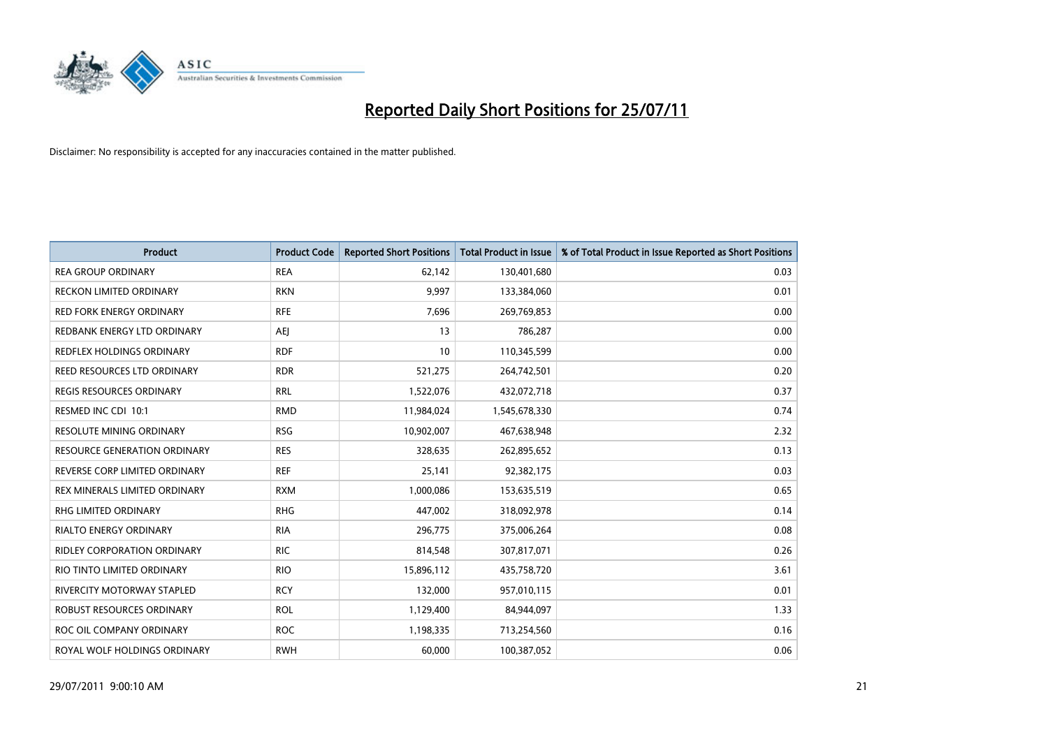# Reported Daily Short Positions for 25/07/11

Disclaimer: No responsibility is accepted for any inaccuracies contained in the matter published.

| Product | Product Code | Reported Short Positions | Total Product in Issue | % of Total Product in Issue Reported as Short Positions |
| --- | --- | --- | --- | --- |
| REA GROUP ORDINARY | REA | 62,142 | 130,401,680 | 0.03 |
| RECKON LIMITED ORDINARY | RKN | 9,997 | 133,384,060 | 0.01 |
| RED FORK ENERGY ORDINARY | RFE | 7,696 | 269,769,853 | 0.00 |
| REDBANK ENERGY LTD ORDINARY | AEJ | 13 | 786,287 | 0.00 |
| REDFLEX HOLDINGS ORDINARY | RDF | 10 | 110,345,599 | 0.00 |
| REED RESOURCES LTD ORDINARY | RDR | 521,275 | 264,742,501 | 0.20 |
| REGIS RESOURCES ORDINARY | RRL | 1,522,076 | 432,072,718 | 0.37 |
| RESMED INC CDI 10:1 | RMD | 11,984,024 | 1,545,678,330 | 0.74 |
| RESOLUTE MINING ORDINARY | RSG | 10,902,007 | 467,638,948 | 2.32 |
| RESOURCE GENERATION ORDINARY | RES | 328,635 | 262,895,652 | 0.13 |
| REVERSE CORP LIMITED ORDINARY | REF | 25,141 | 92,382,175 | 0.03 |
| REX MINERALS LIMITED ORDINARY | RXM | 1,000,086 | 153,635,519 | 0.65 |
| RHG LIMITED ORDINARY | RHG | 447,002 | 318,092,978 | 0.14 |
| RIALTO ENERGY ORDINARY | RIA | 296,775 | 375,006,264 | 0.08 |
| RIDLEY CORPORATION ORDINARY | RIC | 814,548 | 307,817,071 | 0.26 |
| RIO TINTO LIMITED ORDINARY | RIO | 15,896,112 | 435,758,720 | 3.61 |
| RIVERCITY MOTORWAY STAPLED | RCY | 132,000 | 957,010,115 | 0.01 |
| ROBUST RESOURCES ORDINARY | ROL | 1,129,400 | 84,944,097 | 1.33 |
| ROC OIL COMPANY ORDINARY | ROC | 1,198,335 | 713,254,560 | 0.16 |
| ROYAL WOLF HOLDINGS ORDINARY | RWH | 60,000 | 100,387,052 | 0.06 |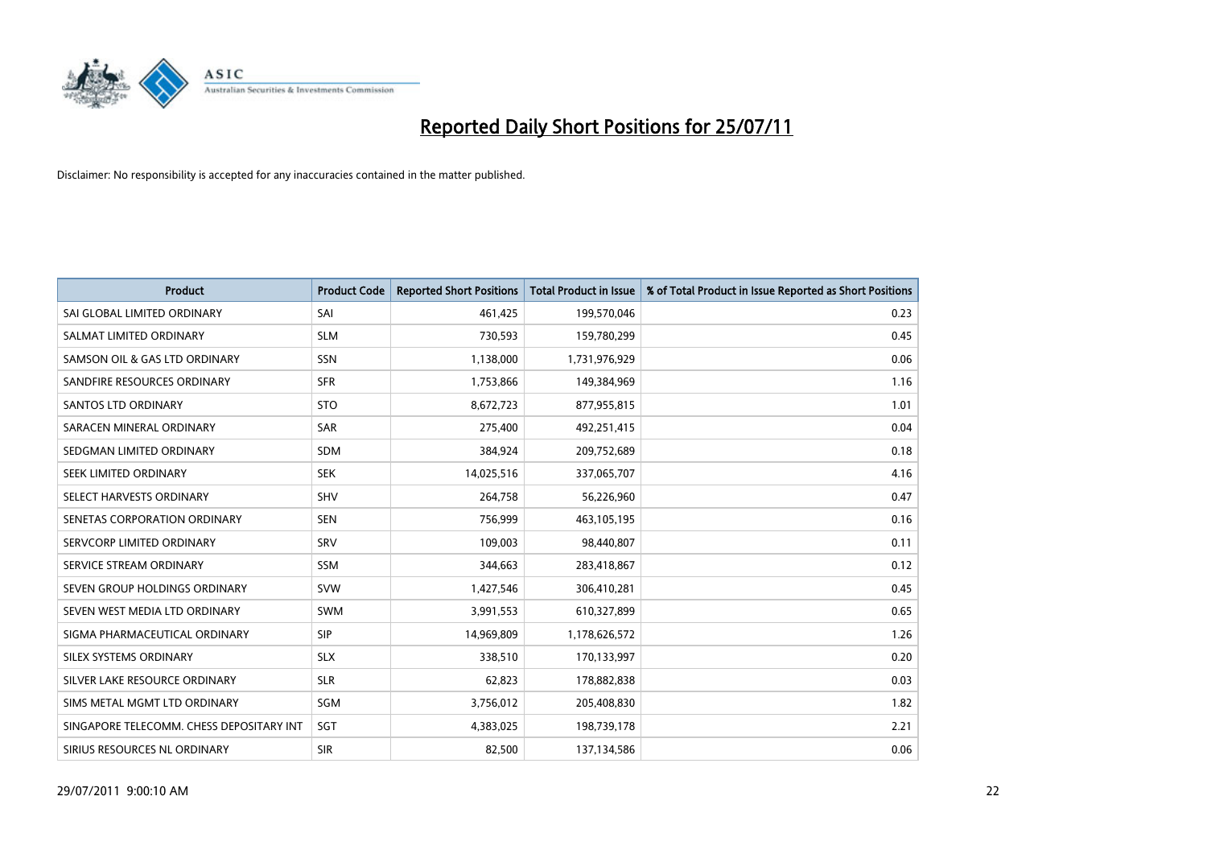# Reported Daily Short Positions for 25/07/11

Disclaimer: No responsibility is accepted for any inaccuracies contained in the matter published.

| Product | Product Code | Reported Short Positions | Total Product in Issue | % of Total Product in Issue Reported as Short Positions |
|---|---|---|---|---|
| SAI GLOBAL LIMITED ORDINARY | SAI | 461,425 | 199,570,046 | 0.23 |
| SALMAT LIMITED ORDINARY | SLM | 730,593 | 159,780,299 | 0.45 |
| SAMSON OIL & GAS LTD ORDINARY | SSN | 1,138,000 | 1,731,976,929 | 0.06 |
| SANDFIRE RESOURCES ORDINARY | SFR | 1,753,866 | 149,384,969 | 1.16 |
| SANTOS LTD ORDINARY | STO | 8,672,723 | 877,955,815 | 1.01 |
| SARACEN MINERAL ORDINARY | SAR | 275,400 | 492,251,415 | 0.04 |
| SEDGMAN LIMITED ORDINARY | SDM | 384,924 | 209,752,689 | 0.18 |
| SEEK LIMITED ORDINARY | SEK | 14,025,516 | 337,065,707 | 4.16 |
| SELECT HARVESTS ORDINARY | SHV | 264,758 | 56,226,960 | 0.47 |
| SENETAS CORPORATION ORDINARY | SEN | 756,999 | 463,105,195 | 0.16 |
| SERVCORP LIMITED ORDINARY | SRV | 109,003 | 98,440,807 | 0.11 |
| SERVICE STREAM ORDINARY | SSM | 344,663 | 283,418,867 | 0.12 |
| SEVEN GROUP HOLDINGS ORDINARY | SVW | 1,427,546 | 306,410,281 | 0.45 |
| SEVEN WEST MEDIA LTD ORDINARY | SWM | 3,991,553 | 610,327,899 | 0.65 |
| SIGMA PHARMACEUTICAL ORDINARY | SIP | 14,969,809 | 1,178,626,572 | 1.26 |
| SILEX SYSTEMS ORDINARY | SLX | 338,510 | 170,133,997 | 0.20 |
| SILVER LAKE RESOURCE ORDINARY | SLR | 62,823 | 178,882,838 | 0.03 |
| SIMS METAL MGMT LTD ORDINARY | SGM | 3,756,012 | 205,408,830 | 1.82 |
| SINGAPORE TELECOMM. CHESS DEPOSITARY INT | SGT | 4,383,025 | 198,739,178 | 2.21 |
| SIRIUS RESOURCES NL ORDINARY | SIR | 82,500 | 137,134,586 | 0.06 |

29/07/2011 9:00:10 AM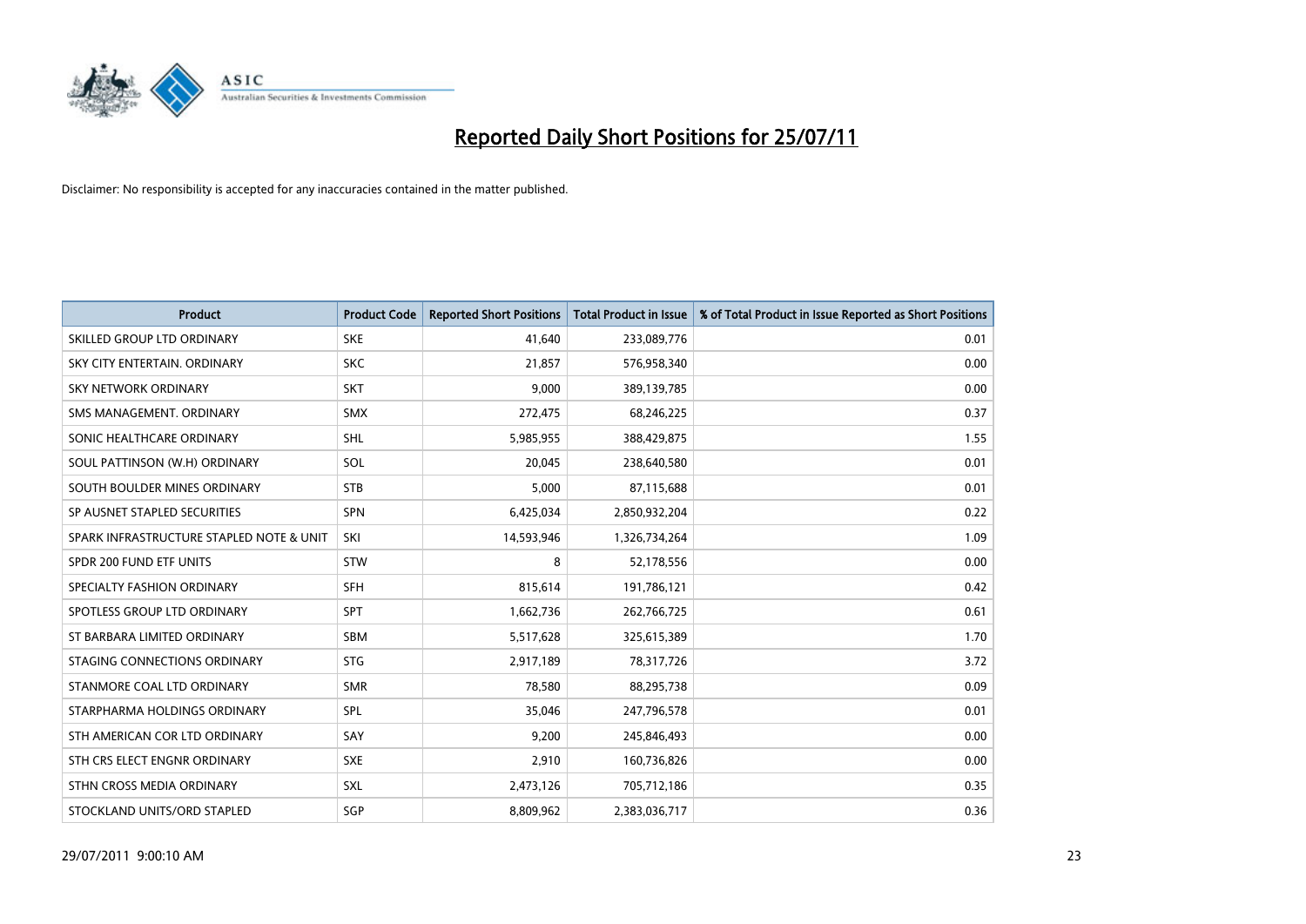# Reported Daily Short Positions for 25/07/11

Disclaimer: No responsibility is accepted for any inaccuracies contained in the matter published.

| Product | Product Code | Reported Short Positions | Total Product in Issue | % of Total Product in Issue Reported as Short Positions |
|---|---|---|---|---|
| SKILLED GROUP LTD ORDINARY | SKE | 41,640 | 233,089,776 | 0.01 |
| SKY CITY ENTERTAIN. ORDINARY | SKC | 21,857 | 576,958,340 | 0.00 |
| SKY NETWORK ORDINARY | SKT | 9,000 | 389,139,785 | 0.00 |
| SMS MANAGEMENT. ORDINARY | SMX | 272,475 | 68,246,225 | 0.37 |
| SONIC HEALTHCARE ORDINARY | SHL | 5,985,955 | 388,429,875 | 1.55 |
| SOUL PATTINSON (W.H) ORDINARY | SOL | 20,045 | 238,640,580 | 0.01 |
| SOUTH BOULDER MINES ORDINARY | STB | 5,000 | 87,115,688 | 0.01 |
| SP AUSNET STAPLED SECURITIES | SPN | 6,425,034 | 2,850,932,204 | 0.22 |
| SPARK INFRASTRUCTURE STAPLED NOTE & UNIT | SKI | 14,593,946 | 1,326,734,264 | 1.09 |
| SPDR 200 FUND ETF UNITS | STW | 8 | 52,178,556 | 0.00 |
| SPECIALTY FASHION ORDINARY | SFH | 815,614 | 191,786,121 | 0.42 |
| SPOTLESS GROUP LTD ORDINARY | SPT | 1,662,736 | 262,766,725 | 0.61 |
| ST BARBARA LIMITED ORDINARY | SBM | 5,517,628 | 325,615,389 | 1.70 |
| STAGING CONNECTIONS ORDINARY | STG | 2,917,189 | 78,317,726 | 3.72 |
| STANMORE COAL LTD ORDINARY | SMR | 78,580 | 88,295,738 | 0.09 |
| STARPHARMA HOLDINGS ORDINARY | SPL | 35,046 | 247,796,578 | 0.01 |
| STH AMERICAN COR LTD ORDINARY | SAY | 9,200 | 245,846,493 | 0.00 |
| STH CRS ELECT ENGNR ORDINARY | SXE | 2,910 | 160,736,826 | 0.00 |
| STHN CROSS MEDIA ORDINARY | SXL | 2,473,126 | 705,712,186 | 0.35 |
| STOCKLAND UNITS/ORD STAPLED | SGP | 8,809,962 | 2,383,036,717 | 0.36 |

29/07/2011 9:00:10 AM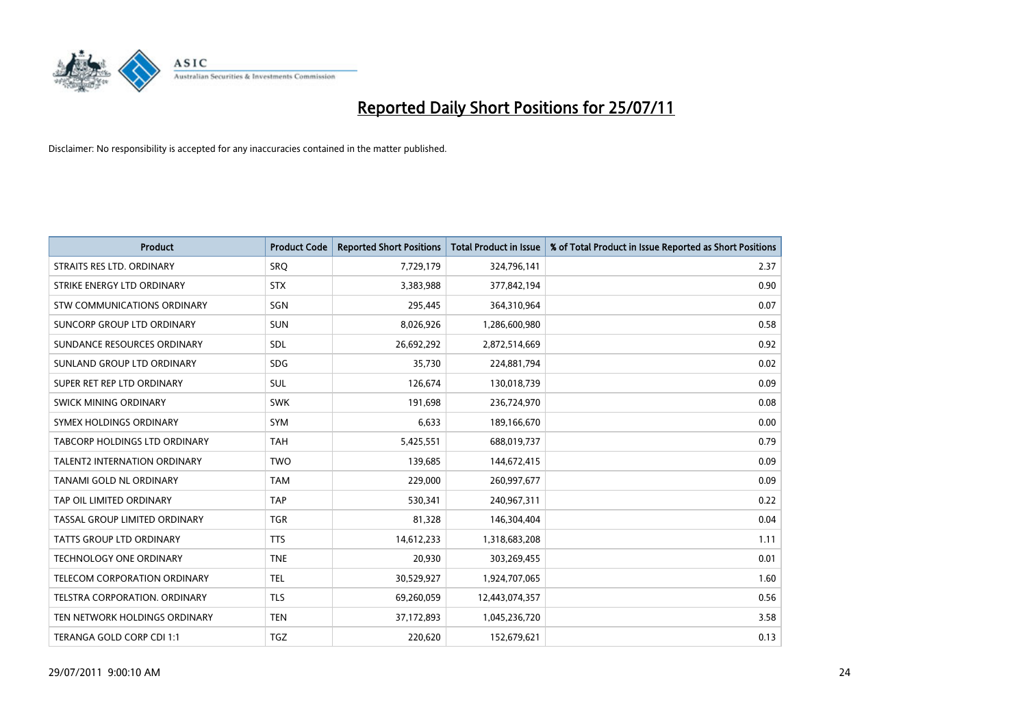# Reported Daily Short Positions for 25/07/11

Disclaimer: No responsibility is accepted for any inaccuracies contained in the matter published.

| Product | Product Code | Reported Short Positions | Total Product in Issue | % of Total Product in Issue Reported as Short Positions |
|---|---|---|---|---|
| STRAITS RES LTD. ORDINARY | SRQ | 7,729,179 | 324,796,141 | 2.37 |
| STRIKE ENERGY LTD ORDINARY | STX | 3,383,988 | 377,842,194 | 0.90 |
| STW COMMUNICATIONS ORDINARY | SGN | 295,445 | 364,310,964 | 0.07 |
| SUNCORP GROUP LTD ORDINARY | SUN | 8,026,926 | 1,286,600,980 | 0.58 |
| SUNDANCE RESOURCES ORDINARY | SDL | 26,692,292 | 2,872,514,669 | 0.92 |
| SUNLAND GROUP LTD ORDINARY | SDG | 35,730 | 224,881,794 | 0.02 |
| SUPER RET REP LTD ORDINARY | SUL | 126,674 | 130,018,739 | 0.09 |
| SWICK MINING ORDINARY | SWK | 191,698 | 236,724,970 | 0.08 |
| SYMEX HOLDINGS ORDINARY | SYM | 6,633 | 189,166,670 | 0.00 |
| TABCORP HOLDINGS LTD ORDINARY | TAH | 5,425,551 | 688,019,737 | 0.79 |
| TALENT2 INTERNATION ORDINARY | TWO | 139,685 | 144,672,415 | 0.09 |
| TANAMI GOLD NL ORDINARY | TAM | 229,000 | 260,997,677 | 0.09 |
| TAP OIL LIMITED ORDINARY | TAP | 530,341 | 240,967,311 | 0.22 |
| TASSAL GROUP LIMITED ORDINARY | TGR | 81,328 | 146,304,404 | 0.04 |
| TATTS GROUP LTD ORDINARY | TTS | 14,612,233 | 1,318,683,208 | 1.11 |
| TECHNOLOGY ONE ORDINARY | TNE | 20,930 | 303,269,455 | 0.01 |
| TELECOM CORPORATION ORDINARY | TEL | 30,529,927 | 1,924,707,065 | 1.60 |
| TELSTRA CORPORATION. ORDINARY | TLS | 69,260,059 | 12,443,074,357 | 0.56 |
| TEN NETWORK HOLDINGS ORDINARY | TEN | 37,172,893 | 1,045,236,720 | 3.58 |
| TERANGA GOLD CORP CDI 1:1 | TGZ | 220,620 | 152,679,621 | 0.13 |

29/07/2011 9:00:10 AM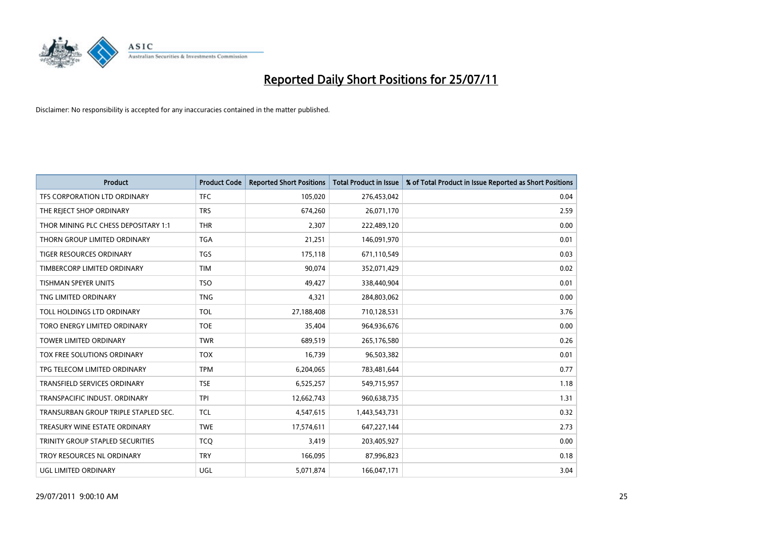# Reported Daily Short Positions for 25/07/11

Disclaimer: No responsibility is accepted for any inaccuracies contained in the matter published.

| Product | Product Code | Reported Short Positions | Total Product in Issue | % of Total Product in Issue Reported as Short Positions |
|---|---|---|---|---|
| TFS CORPORATION LTD ORDINARY | TFC | 105,020 | 276,453,042 | 0.04 |
| THE REJECT SHOP ORDINARY | TRS | 674,260 | 26,071,170 | 2.59 |
| THOR MINING PLC CHESS DEPOSITARY 1:1 | THR | 2,307 | 222,489,120 | 0.00 |
| THORN GROUP LIMITED ORDINARY | TGA | 21,251 | 146,091,970 | 0.01 |
| TIGER RESOURCES ORDINARY | TGS | 175,118 | 671,110,549 | 0.03 |
| TIMBERCORP LIMITED ORDINARY | TIM | 90,074 | 352,071,429 | 0.02 |
| TISHMAN SPEYER UNITS | TSO | 49,427 | 338,440,904 | 0.01 |
| TNG LIMITED ORDINARY | TNG | 4,321 | 284,803,062 | 0.00 |
| TOLL HOLDINGS LTD ORDINARY | TOL | 27,188,408 | 710,128,531 | 3.76 |
| TORO ENERGY LIMITED ORDINARY | TOE | 35,404 | 964,936,676 | 0.00 |
| TOWER LIMITED ORDINARY | TWR | 689,519 | 265,176,580 | 0.26 |
| TOX FREE SOLUTIONS ORDINARY | TOX | 16,739 | 96,503,382 | 0.01 |
| TPG TELECOM LIMITED ORDINARY | TPM | 6,204,065 | 783,481,644 | 0.77 |
| TRANSFIELD SERVICES ORDINARY | TSE | 6,525,257 | 549,715,957 | 1.18 |
| TRANSPACIFIC INDUST. ORDINARY | TPI | 12,662,743 | 960,638,735 | 1.31 |
| TRANSURBAN GROUP TRIPLE STAPLED SEC. | TCL | 4,547,615 | 1,443,543,731 | 0.32 |
| TREASURY WINE ESTATE ORDINARY | TWE | 17,574,611 | 647,227,144 | 2.73 |
| TRINITY GROUP STAPLED SECURITIES | TCQ | 3,419 | 203,405,927 | 0.00 |
| TROY RESOURCES NL ORDINARY | TRY | 166,095 | 87,996,823 | 0.18 |
| UGL LIMITED ORDINARY | UGL | 5,071,874 | 166,047,171 | 3.04 |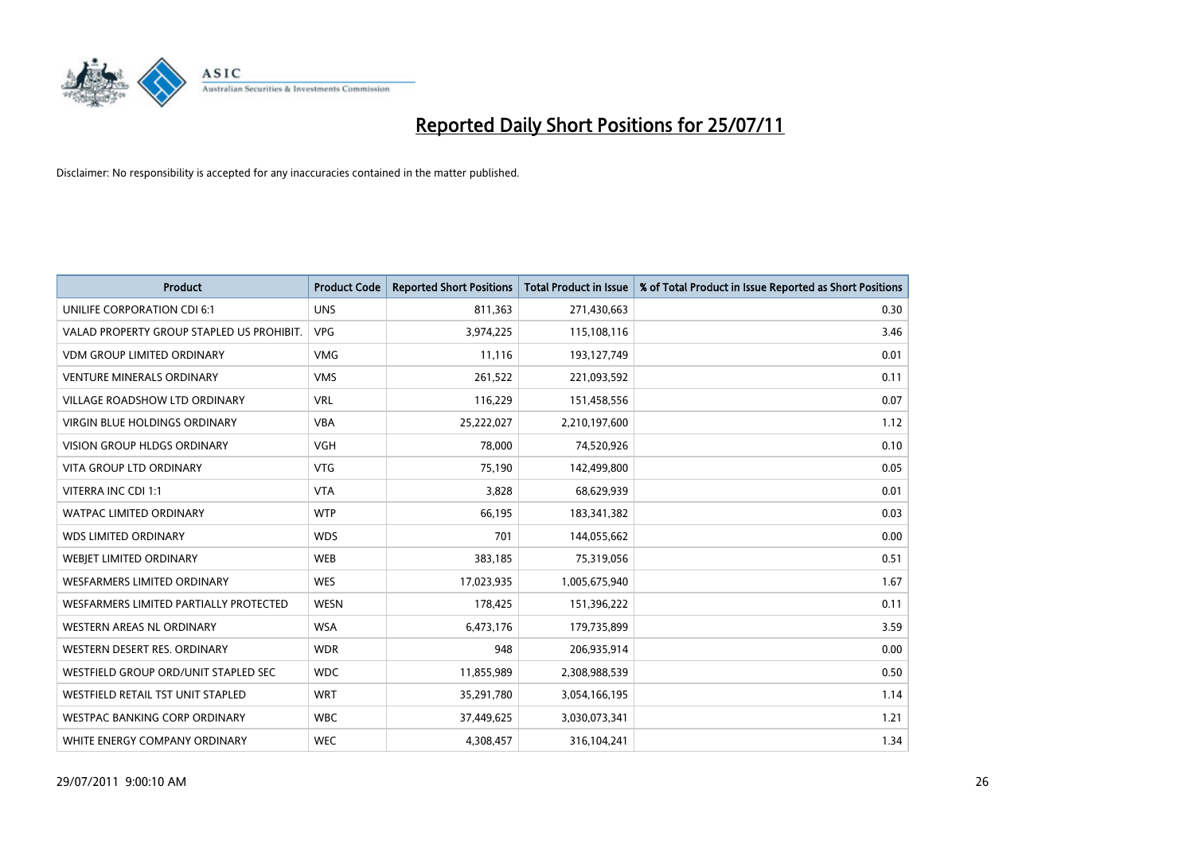# Reported Daily Short Positions for 25/07/11

Disclaimer: No responsibility is accepted for any inaccuracies contained in the matter published.

| Product | Product Code | Reported Short Positions | Total Product in Issue | % of Total Product in Issue Reported as Short Positions |
|---|---|---|---|---|
| UNILIFE CORPORATION CDI 6:1 | UNS | 811,363 | 271,430,663 | 0.30 |
| VALAD PROPERTY GROUP STAPLED US PROHIBIT. | VPG | 3,974,225 | 115,108,116 | 3.46 |
| VDM GROUP LIMITED ORDINARY | VMG | 11,116 | 193,127,749 | 0.01 |
| VENTURE MINERALS ORDINARY | VMS | 261,522 | 221,093,592 | 0.11 |
| VILLAGE ROADSHOW LTD ORDINARY | VRL | 116,229 | 151,458,556 | 0.07 |
| VIRGIN BLUE HOLDINGS ORDINARY | VBA | 25,222,027 | 2,210,197,600 | 1.12 |
| VISION GROUP HLDGS ORDINARY | VGH | 78,000 | 74,520,926 | 0.10 |
| VITA GROUP LTD ORDINARY | VTG | 75,190 | 142,499,800 | 0.05 |
| VITERRA INC CDI 1:1 | VTA | 3,828 | 68,629,939 | 0.01 |
| WATPAC LIMITED ORDINARY | WTP | 66,195 | 183,341,382 | 0.03 |
| WDS LIMITED ORDINARY | WDS | 701 | 144,055,662 | 0.00 |
| WEBJET LIMITED ORDINARY | WEB | 383,185 | 75,319,056 | 0.51 |
| WESFARMERS LIMITED ORDINARY | WES | 17,023,935 | 1,005,675,940 | 1.67 |
| WESFARMERS LIMITED PARTIALLY PROTECTED | WESN | 178,425 | 151,396,222 | 0.11 |
| WESTERN AREAS NL ORDINARY | WSA | 6,473,176 | 179,735,899 | 3.59 |
| WESTERN DESERT RES. ORDINARY | WDR | 948 | 206,935,914 | 0.00 |
| WESTFIELD GROUP ORD/UNIT STAPLED SEC | WDC | 11,855,989 | 2,308,988,539 | 0.50 |
| WESTFIELD RETAIL TST UNIT STAPLED | WRT | 35,291,780 | 3,054,166,195 | 1.14 |
| WESTPAC BANKING CORP ORDINARY | WBC | 37,449,625 | 3,030,073,341 | 1.21 |
| WHITE ENERGY COMPANY ORDINARY | WEC | 4,308,457 | 316,104,241 | 1.34 |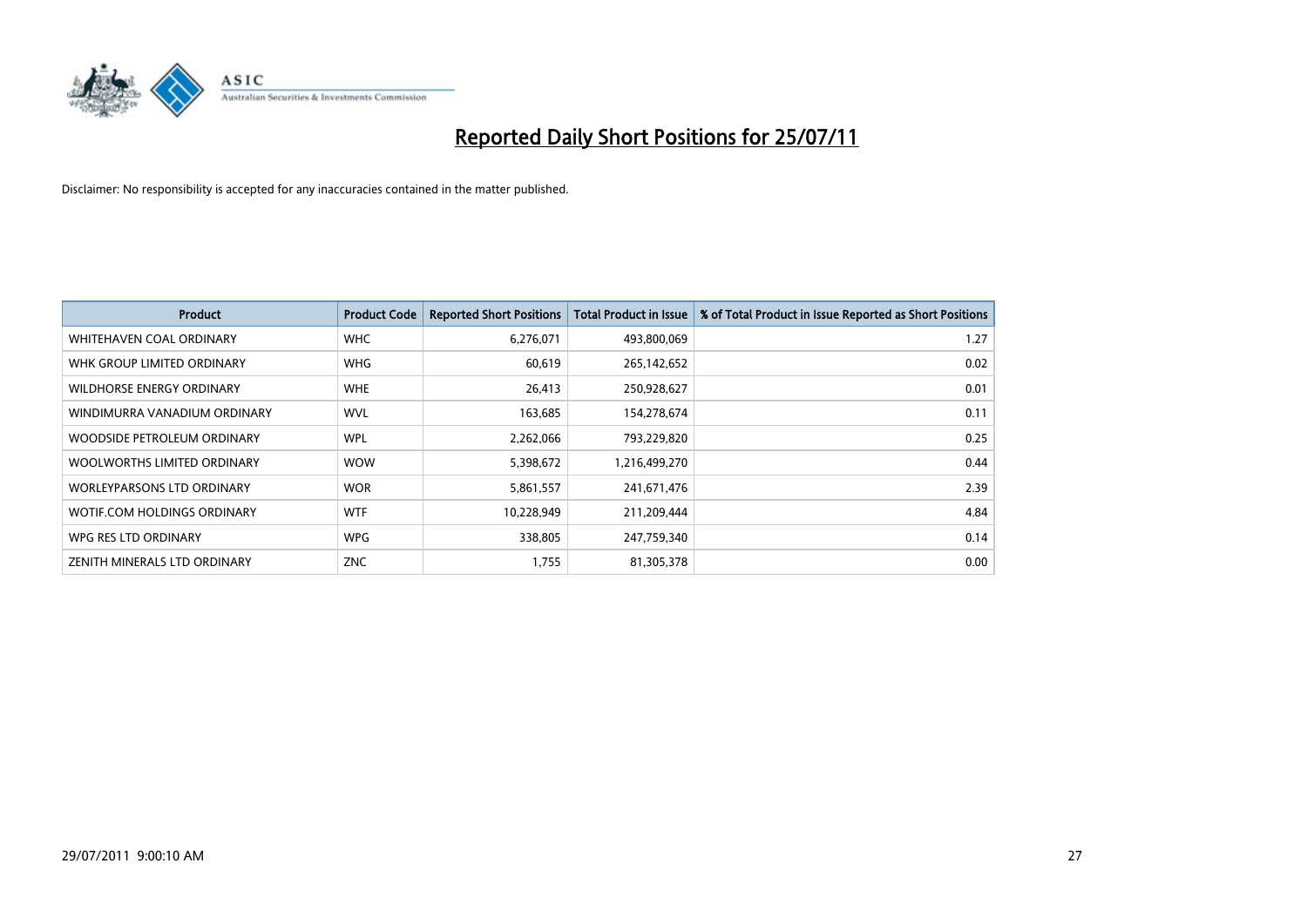# Reported Daily Short Positions for 25/07/11

Disclaimer: No responsibility is accepted for any inaccuracies contained in the matter published.

| Product | Product Code | Reported Short Positions | Total Product in Issue | % of Total Product in Issue Reported as Short Positions |
|---|---|---|---|---|
| WHITEHAVEN COAL ORDINARY | WHC | 6,276,071 | 493,800,069 | 1.27 |
| WHK GROUP LIMITED ORDINARY | WHG | 60,619 | 265,142,652 | 0.02 |
| WILDHORSE ENERGY ORDINARY | WHE | 26,413 | 250,928,627 | 0.01 |
| WINDIMURRA VANADIUM ORDINARY | WVL | 163,685 | 154,278,674 | 0.11 |
| WOODSIDE PETROLEUM ORDINARY | WPL | 2,262,066 | 793,229,820 | 0.25 |
| WOOLWORTHS LIMITED ORDINARY | WOW | 5,398,672 | 1,216,499,270 | 0.44 |
| WORLEYPARSONS LTD ORDINARY | WOR | 5,861,557 | 241,671,476 | 2.39 |
| WOTIF.COM HOLDINGS ORDINARY | WTF | 10,228,949 | 211,209,444 | 4.84 |
| WPG RES LTD ORDINARY | WPG | 338,805 | 247,759,340 | 0.14 |
| ZENITH MINERALS LTD ORDINARY | ZNC | 1,755 | 81,305,378 | 0.00 |

29/07/2011 9:00:10 AM